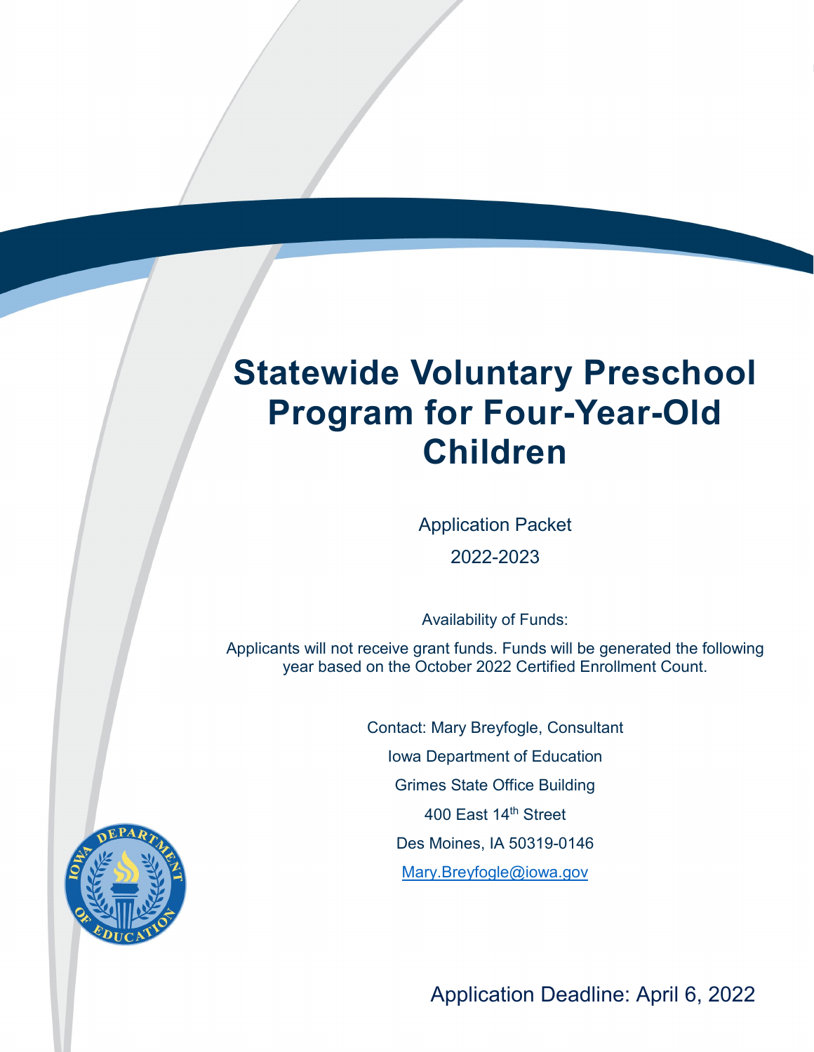# Statewide Voluntary Preschool Program for Four-Year-Old Children

Application Packet

2022-2023

Availability of Funds:

Applicants will not receive grant funds. Funds will be generated the following year based on the October 2022 Certified Enrollment Count.

Contact: Mary Breyfogle, Consultant

Iowa Department of Education

Grimes State Office Building

400 East 14th Street

Des Moines, IA 50319-0146

Mary.Breyfogle@iowa.gov

Application Deadline: April 6, 2022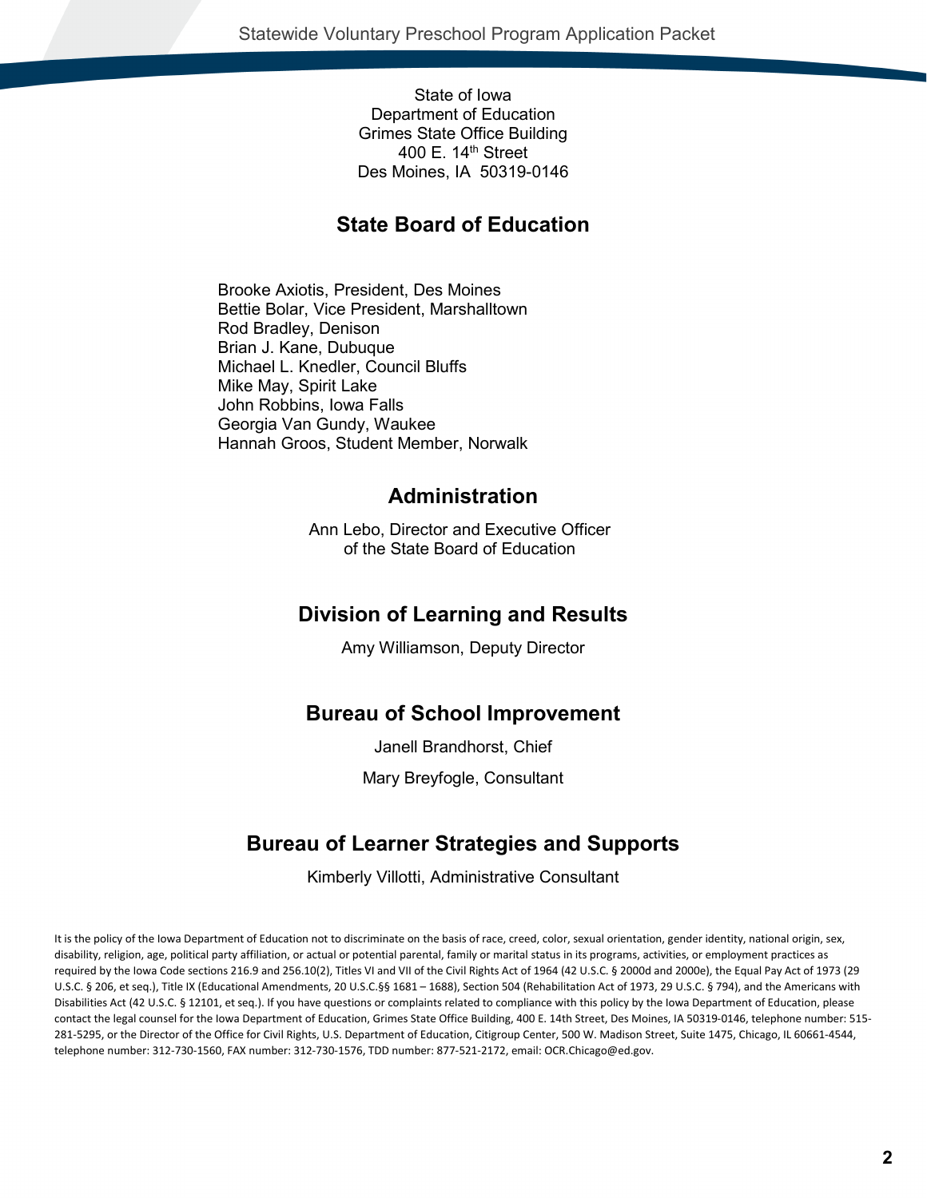State of Iowa
Department of Education
Grimes State Office Building
400 E. 14th Street
Des Moines, IA 50319-0146

## State Board of Education

Brooke Axiotis, President, Des Moines
Bettie Bolar, Vice President, Marshalltown
Rod Bradley, Denison
Brian J. Kane, Dubuque
Michael L. Knedler, Council Bluffs
Mike May, Spirit Lake
John Robbins, Iowa Falls
Georgia Van Gundy, Waukee
Hannah Groos, Student Member, Norwalk

## Administration

Ann Lebo, Director and Executive Officer
of the State Board of Education

## Division of Learning and Results

Amy Williamson, Deputy Director

## Bureau of School Improvement

Janell Brandhorst, Chief

Mary Breyfogle, Consultant

## Bureau of Learner Strategies and Supports

Kimberly Villotti, Administrative Consultant

It is the policy of the Iowa Department of Education not to discriminate on the basis of race, creed, color, sexual orientation, gender identity, national origin, sex, disability, religion, age, political party affiliation, or actual or potential parental, family or marital status in its programs, activities, or employment practices as required by the Iowa Code sections 216.9 and 256.10(2), Titles VI and VII of the Civil Rights Act of 1964 (42 U.S.C. § 2000d and 2000e), the Equal Pay Act of 1973 (29 U.S.C. § 206, et seq.), Title IX (Educational Amendments, 20 U.S.C.§§ 1681 – 1688), Section 504 (Rehabilitation Act of 1973, 29 U.S.C. § 794), and the Americans with Disabilities Act (42 U.S.C. § 12101, et seq.). If you have questions or complaints related to compliance with this policy by the Iowa Department of Education, please contact the legal counsel for the Iowa Department of Education, Grimes State Office Building, 400 E. 14th Street, Des Moines, IA 50319-0146, telephone number: 515-281-5295, or the Director of the Office for Civil Rights, U.S. Department of Education, Citigroup Center, 500 W. Madison Street, Suite 1475, Chicago, IL 60661-4544, telephone number: 312-730-1560, FAX number: 312-730-1576, TDD number: 877-521-2172, email: OCR.Chicago@ed.gov.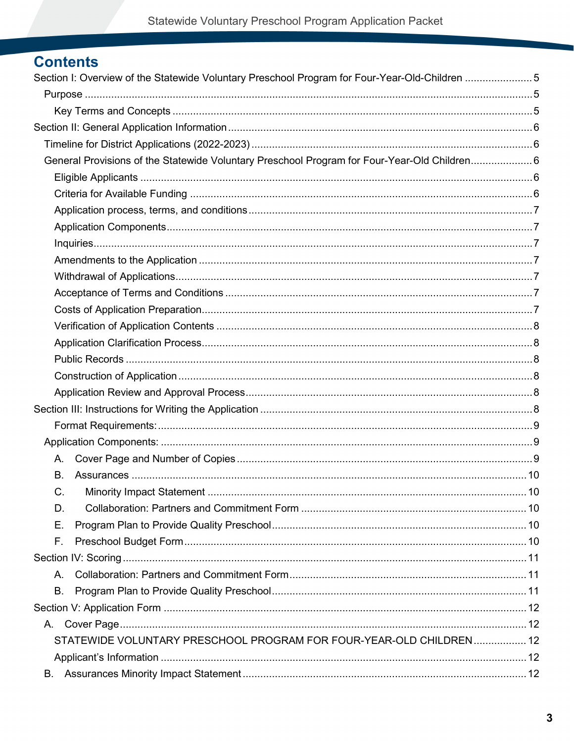## Contents

Section I: Overview of the Statewide Voluntary Preschool Program for Four-Year-Old-Children ....................... 5

- Purpose ........................................................................................................................................ 5
  - Key Terms and Concepts .......................................................................................................... 5

Section II: General Application Information ........................................................................................ 6

- Timeline for District Applications (2022-2023) ............................................................................. 6
- General Provisions of the Statewide Voluntary Preschool Program for Four-Year-Old Children ..................... 6
  - Eligible Applicants ...................................................................................................................... 6
  - Criteria for Available Funding ..................................................................................................... 6
  - Application process, terms, and conditions ................................................................................. 7
  - Application Components ............................................................................................................. 7
  - Inquiries ...................................................................................................................................... 7
  - Amendments to the Application .................................................................................................. 7
  - Withdrawal of Applications .......................................................................................................... 7
  - Acceptance of Terms and Conditions ......................................................................................... 7
  - Costs of Application Preparation ................................................................................................. 7
  - Verification of Application Contents ............................................................................................ 8
  - Application Clarification Process ................................................................................................. 8
  - Public Records ........................................................................................................................... 8
  - Construction of Application ......................................................................................................... 8
  - Application Review and Approval Process .................................................................................. 8

Section III: Instructions for Writing the Application ............................................................................ 8

- Format Requirements: ................................................................................................................ 9
- Application Components: .............................................................................................................. 9
  - A. Cover Page and Number of Copies ...................................................................................... 9
  - B. Assurances ....................................................................................................................... 10
  - C. Minority Impact Statement ................................................................................................. 10
  - D. Collaboration: Partners and Commitment Form ................................................................. 10
  - E. Program Plan to Provide Quality Preschool ....................................................................... 10
  - F. Preschool Budget Form ..................................................................................................... 10

Section IV: Scoring .......................................................................................................................... 11

- A. Collaboration: Partners and Commitment Form ..................................................................... 11
- B. Program Plan to Provide Quality Preschool ........................................................................... 11

Section V: Application Form ............................................................................................................ 12

- A. Cover Page ........................................................................................................................... 12
  - STATEWIDE VOLUNTARY PRESCHOOL PROGRAM FOR FOUR-YEAR-OLD CHILDREN .................. 12
  - Applicant's Information ............................................................................................................ 12
- B. Assurances Minority Impact Statement ................................................................................. 12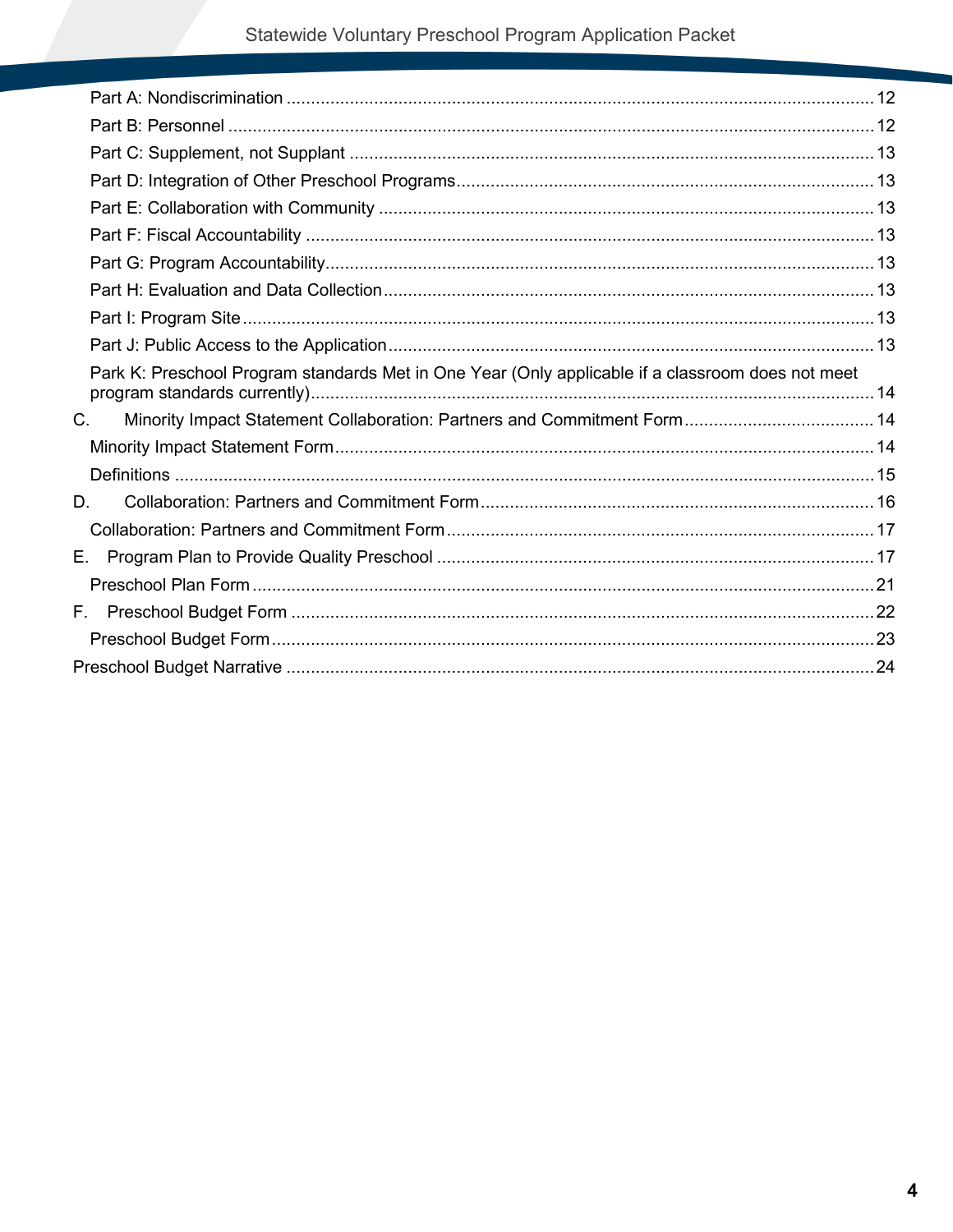- Part A: Nondiscrimination ........................................................................................................ 12
- Part B: Personnel .................................................................................................................... 12
- Part C: Supplement, not Supplant ............................................................................................ 13
- Part D: Integration of Other Preschool Programs...................................................................... 13
- Part E: Collaboration with Community ..................................................................................... 13
- Part F: Fiscal Accountability ..................................................................................................... 13
- Part G: Program Accountability................................................................................................ 13
- Part H: Evaluation and Data Collection..................................................................................... 13
- Part I: Program Site .................................................................................................................. 13
- Part J: Public Access to the Application.................................................................................... 13
- Park K: Preschool Program standards Met in One Year (Only applicable if a classroom does not meet program standards currently).................................................................................................... 14

C. Minimum Impact Statement Collaboration: Partners and Commitment Form ....................................... 14

- Minority Impact Statement Form............................................................................................... 14
- Definitions ................................................................................................................................ 15

D. Collaboration: Partners and Commitment Form................................................................................ 16

- Collaboration: Partners and Commitment Form........................................................................ 17

E. Program Plan to Provide Quality Preschool .......................................................................................... 17

- Preschool Plan Form ................................................................................................................ 21

F. Preschool Budget Form ........................................................................................................................ 22

- Preschool Budget Form ............................................................................................................ 23

Preschool Budget Narrative ........................................................................................................................ 24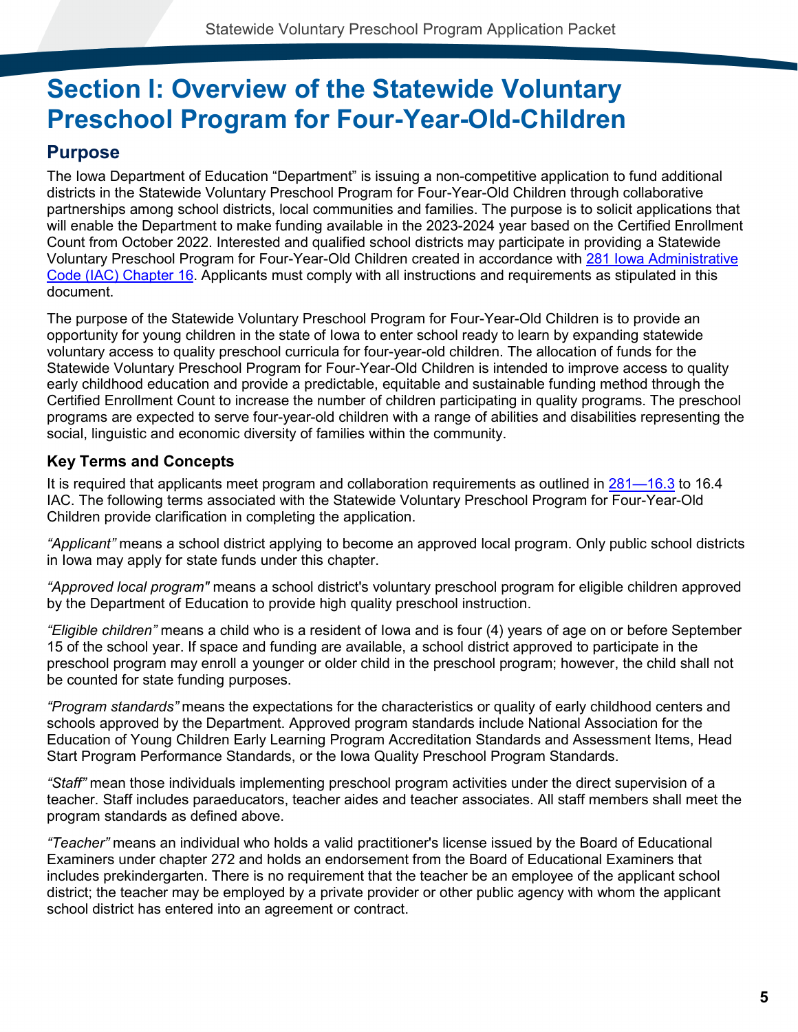# Section I: Overview of the Statewide Voluntary Preschool Program for Four-Year-Old-Children

## Purpose

The Iowa Department of Education “Department” is issuing a non-competitive application to fund additional districts in the Statewide Voluntary Preschool Program for Four-Year-Old Children through collaborative partnerships among school districts, local communities and families. The purpose is to solicit applications that will enable the Department to make funding available in the 2023-2024 year based on the Certified Enrollment Count from October 2022. Interested and qualified school districts may participate in providing a Statewide Voluntary Preschool Program for Four-Year-Old Children created in accordance with [281 Iowa Administrative Code (IAC) Chapter 16](). Applicants must comply with all instructions and requirements as stipulated in this document.

The purpose of the Statewide Voluntary Preschool Program for Four-Year-Old Children is to provide an opportunity for young children in the state of Iowa to enter school ready to learn by expanding statewide voluntary access to quality preschool curricula for four-year-old children. The allocation of funds for the Statewide Voluntary Preschool Program for Four-Year-Old Children is intended to improve access to quality early childhood education and provide a predictable, equitable and sustainable funding method through the Certified Enrollment Count to increase the number of children participating in quality programs. The preschool programs are expected to serve four-year-old children with a range of abilities and disabilities representing the social, linguistic and economic diversity of families within the community.

### Key Terms and Concepts

It is required that applicants meet program and collaboration requirements as outlined in [281—16.3]() to 16.4 IAC. The following terms associated with the Statewide Voluntary Preschool Program for Four-Year-Old Children provide clarification in completing the application.

*“Applicant”* means a school district applying to become an approved local program. Only public school districts in Iowa may apply for state funds under this chapter.

*“Approved local program"* means a school district's voluntary preschool program for eligible children approved by the Department of Education to provide high quality preschool instruction.

*“Eligible children”* means a child who is a resident of Iowa and is four (4) years of age on or before September 15 of the school year. If space and funding are available, a school district approved to participate in the preschool program may enroll a younger or older child in the preschool program; however, the child shall not be counted for state funding purposes.

*“Program standards”* means the expectations for the characteristics or quality of early childhood centers and schools approved by the Department. Approved program standards include National Association for the Education of Young Children Early Learning Program Accreditation Standards and Assessment Items, Head Start Program Performance Standards, or the Iowa Quality Preschool Program Standards.

*“Staff”* mean those individuals implementing preschool program activities under the direct supervision of a teacher. Staff includes paraeducators, teacher aides and teacher associates. All staff members shall meet the program standards as defined above.

*“Teacher”* means an individual who holds a valid practitioner's license issued by the Board of Educational Examiners under chapter 272 and holds an endorsement from the Board of Educational Examiners that includes prekindergarten. There is no requirement that the teacher be an employee of the applicant school district; the teacher may be employed by a private provider or other public agency with whom the applicant school district has entered into an agreement or contract.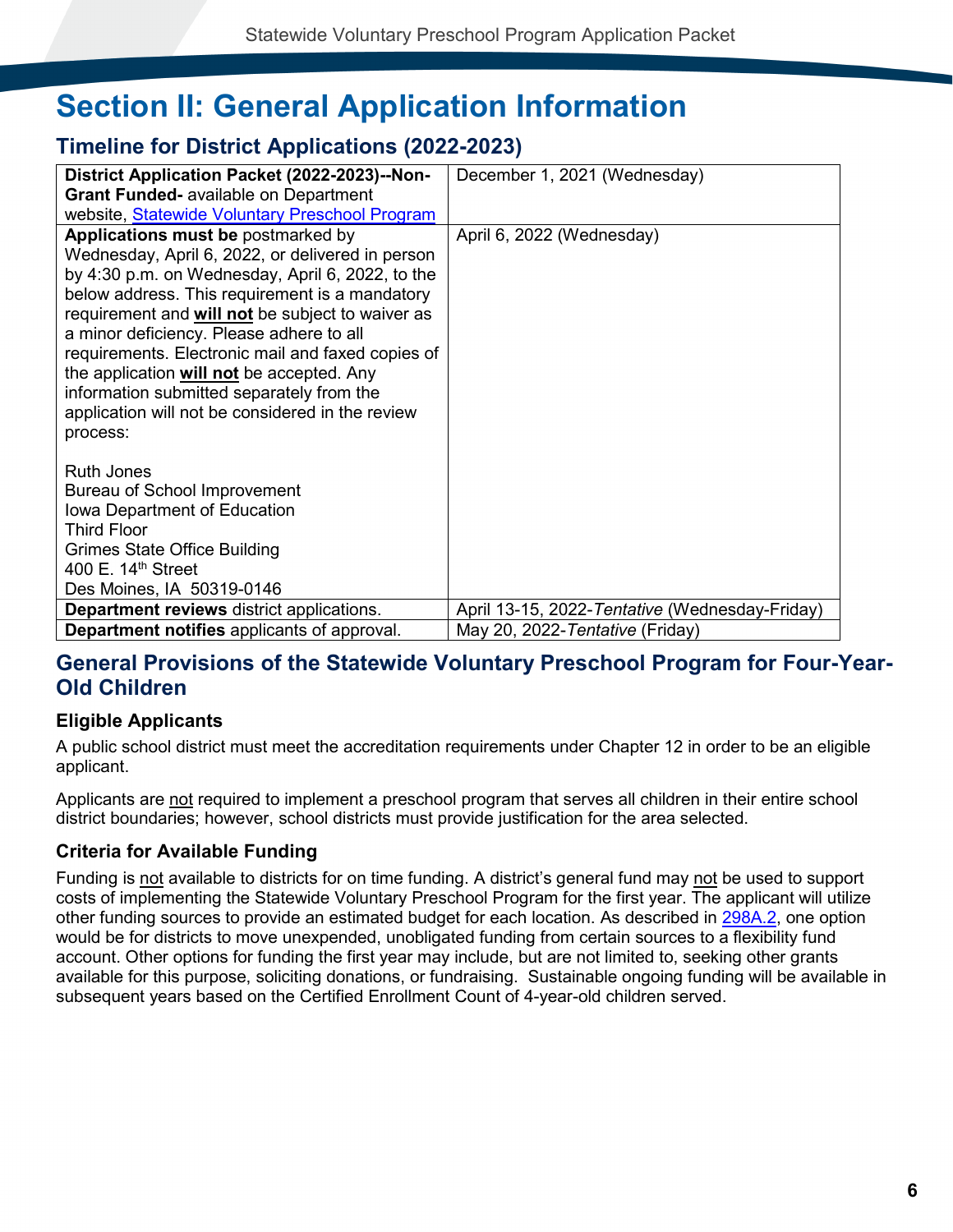# Section II: General Application Information

## Timeline for District Applications (2022-2023)

| | |
|---|---|
| **District Application Packet (2022-2023)--Non-Grant Funded-** available on Department website, [Statewide Voluntary Preschool Program]() | December 1, 2021 (Wednesday) |
| **Applications must be** postmarked by Wednesday, April 6, 2022, or delivered in person by 4:30 p.m. on Wednesday, April 6, 2022, to the below address. This requirement is a mandatory requirement and ***will not*** be subject to waiver as a minor deficiency. Please adhere to all requirements. Electronic mail and faxed copies of the application ***will not*** be accepted. Any information submitted separately from the application will not be considered in the review process:<br><br>Ruth Jones<br>Bureau of School Improvement<br>Iowa Department of Education<br>Third Floor<br>Grimes State Office Building<br>400 E. 14th Street<br>Des Moines, IA 50319-0146 | April 6, 2022 (Wednesday) |
| **Department reviews** district applications. | April 13-15, 2022-*Tentative* (Wednesday-Friday) |
| **Department notifies** applicants of approval. | May 20, 2022-*Tentative* (Friday) |

## General Provisions of the Statewide Voluntary Preschool Program for Four-Year-Old Children

### Eligible Applicants

A public school district must meet the accreditation requirements under Chapter 12 in order to be an eligible applicant.

Applicants are not required to implement a preschool program that serves all children in their entire school district boundaries; however, school districts must provide justification for the area selected.

### Criteria for Available Funding

Funding is not available to districts for on time funding. A district's general fund may not be used to support costs of implementing the Statewide Voluntary Preschool Program for the first year. The applicant will utilize other funding sources to provide an estimated budget for each location. As described in [298A.2](), one option would be for districts to move unexpended, unobligated funding from certain sources to a flexibility fund account. Other options for funding the first year may include, but are not limited to, seeking other grants available for this purpose, soliciting donations, or fundraising. Sustainable ongoing funding will be available in subsequent years based on the Certified Enrollment Count of 4-year-old children served.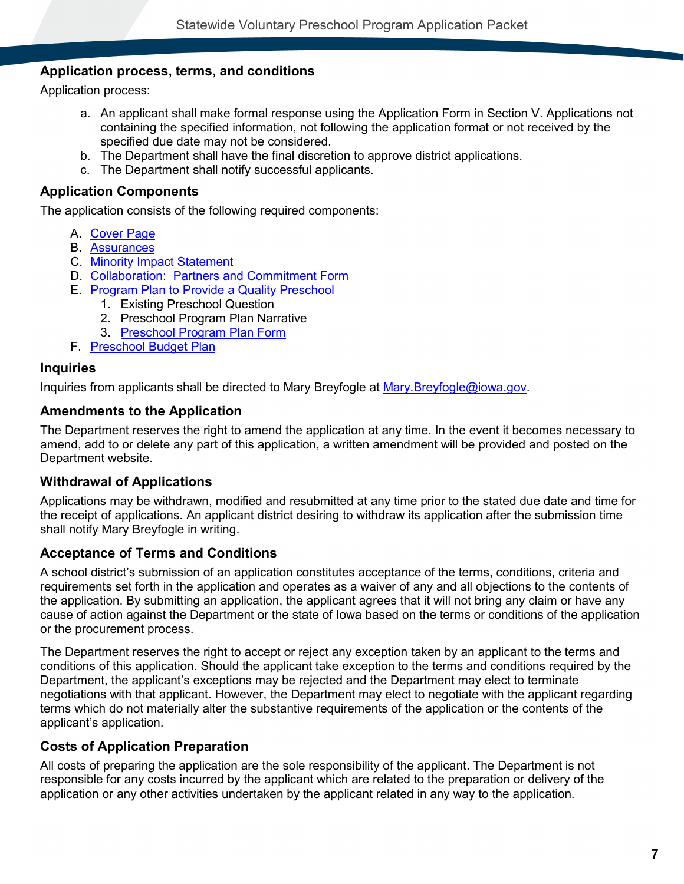## Application process, terms, and conditions

Application process:

a. An applicant shall make formal response using the Application Form in Section V. Applications not containing the specified information, not following the application format or not received by the specified due date may not be considered.
b. The Department shall have the final discretion to approve district applications.
c. The Department shall notify successful applicants.

## Application Components

The application consists of the following required components:

A. Cover Page
B. Assurances
C. Minority Impact Statement
D. Collaboration: Partners and Commitment Form
E. Program Plan to Provide a Quality Preschool
   1. Existing Preschool Question
   2. Preschool Program Plan Narrative
   3. Preschool Program Plan Form
F. Preschool Budget Plan

## Inquiries

Inquiries from applicants shall be directed to Mary Breyfogle at Mary.Breyfogle@iowa.gov.

## Amendments to the Application

The Department reserves the right to amend the application at any time. In the event it becomes necessary to amend, add to or delete any part of this application, a written amendment will be provided and posted on the Department website.

## Withdrawal of Applications

Applications may be withdrawn, modified and resubmitted at any time prior to the stated due date and time for the receipt of applications. An applicant district desiring to withdraw its application after the submission time shall notify Mary Breyfogle in writing.

## Acceptance of Terms and Conditions

A school district's submission of an application constitutes acceptance of the terms, conditions, criteria and requirements set forth in the application and operates as a waiver of any and all objections to the contents of the application. By submitting an application, the applicant agrees that it will not bring any claim or have any cause of action against the Department or the state of Iowa based on the terms or conditions of the application or the procurement process.

The Department reserves the right to accept or reject any exception taken by an applicant to the terms and conditions of this application. Should the applicant take exception to the terms and conditions required by the Department, the applicant's exceptions may be rejected and the Department may elect to terminate negotiations with that applicant. However, the Department may elect to negotiate with the applicant regarding terms which do not materially alter the substantive requirements of the application or the contents of the applicant's application.

## Costs of Application Preparation

All costs of preparing the application are the sole responsibility of the applicant. The Department is not responsible for any costs incurred by the applicant which are related to the preparation or delivery of the application or any other activities undertaken by the applicant related in any way to the application.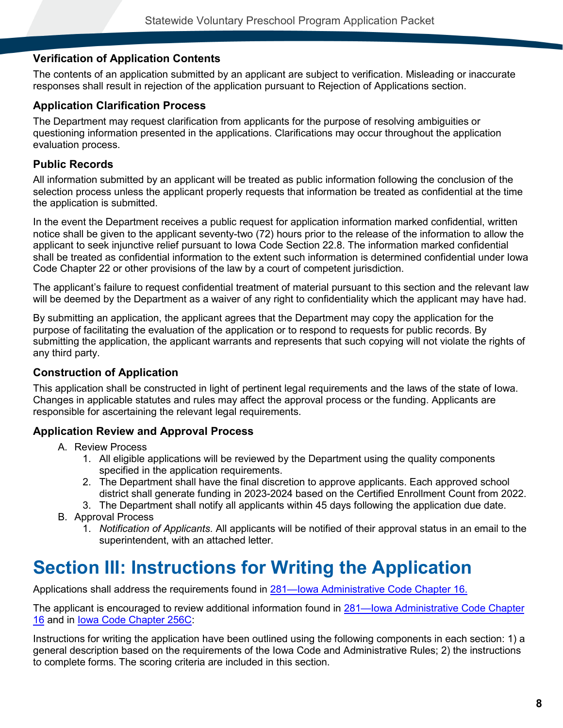### Verification of Application Contents

The contents of an application submitted by an applicant are subject to verification. Misleading or inaccurate responses shall result in rejection of the application pursuant to Rejection of Applications section.

### Application Clarification Process

The Department may request clarification from applicants for the purpose of resolving ambiguities or questioning information presented in the applications. Clarifications may occur throughout the application evaluation process.

### Public Records

All information submitted by an applicant will be treated as public information following the conclusion of the selection process unless the applicant properly requests that information be treated as confidential at the time the application is submitted.

In the event the Department receives a public request for application information marked confidential, written notice shall be given to the applicant seventy-two (72) hours prior to the release of the information to allow the applicant to seek injunctive relief pursuant to Iowa Code Section 22.8. The information marked confidential shall be treated as confidential information to the extent such information is determined confidential under Iowa Code Chapter 22 or other provisions of the law by a court of competent jurisdiction.

The applicant's failure to request confidential treatment of material pursuant to this section and the relevant law will be deemed by the Department as a waiver of any right to confidentiality which the applicant may have had.

By submitting an application, the applicant agrees that the Department may copy the application for the purpose of facilitating the evaluation of the application or to respond to requests for public records. By submitting the application, the applicant warrants and represents that such copying will not violate the rights of any third party.

### Construction of Application

This application shall be constructed in light of pertinent legal requirements and the laws of the state of Iowa. Changes in applicable statutes and rules may affect the approval process or the funding. Applicants are responsible for ascertaining the relevant legal requirements.

### Application Review and Approval Process

A. Review Process
    1. All eligible applications will be reviewed by the Department using the quality components specified in the application requirements.
    2. The Department shall have the final discretion to approve applicants. Each approved school district shall generate funding in 2023-2024 based on the Certified Enrollment Count from 2022.
    3. The Department shall notify all applicants within 45 days following the application due date.

B. Approval Process
    1. *Notification of Applicants*. All applicants will be notified of their approval status in an email to the superintendent, with an attached letter.

# Section III: Instructions for Writing the Application

Applications shall address the requirements found in [281—Iowa Administrative Code Chapter 16.]

The applicant is encouraged to review additional information found in [281—Iowa Administrative Code Chapter 16] and in [Iowa Code Chapter 256C]:

Instructions for writing the application have been outlined using the following components in each section: 1) a general description based on the requirements of the Iowa Code and Administrative Rules; 2) the instructions to complete forms. The scoring criteria are included in this section.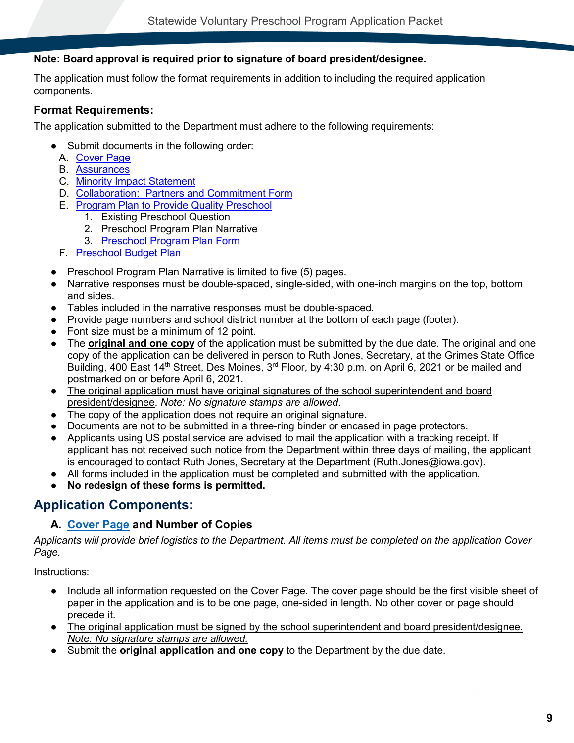**Note: Board approval is required prior to signature of board president/designee.**

The application must follow the format requirements in addition to including the required application components.

### Format Requirements:

The application submitted to the Department must adhere to the following requirements:

- Submit documents in the following order:
  A. Cover Page
  B. Assurances
  C. Minority Impact Statement
  D. Collaboration: Partners and Commitment Form
  E. Program Plan to Provide Quality Preschool
     1. Existing Preschool Question
     2. Preschool Program Plan Narrative
     3. Preschool Program Plan Form
  F. Preschool Budget Plan
- Preschool Program Plan Narrative is limited to five (5) pages.
- Narrative responses must be double-spaced, single-sided, with one-inch margins on the top, bottom and sides.
- Tables included in the narrative responses must be double-spaced.
- Provide page numbers and school district number at the bottom of each page (footer).
- Font size must be a minimum of 12 point.
- The **original and one copy** of the application must be submitted by the due date. The original and one copy of the application can be delivered in person to Ruth Jones, Secretary, at the Grimes State Office Building, 400 East 14th Street, Des Moines, 3rd Floor, by 4:30 p.m. on April 6, 2021 or be mailed and postmarked on or before April 6, 2021.
- The original application must have original signatures of the school superintendent and board president/designee. *Note: No signature stamps are allowed*.
- The copy of the application does not require an original signature.
- Documents are not to be submitted in a three-ring binder or encased in page protectors.
- Applicants using US postal service are advised to mail the application with a tracking receipt. If applicant has not received such notice from the Department within three days of mailing, the applicant is encouraged to contact Ruth Jones, Secretary at the Department (Ruth.Jones@iowa.gov).
- All forms included in the application must be completed and submitted with the application.
- **No redesign of these forms is permitted.**

## Application Components:

### A. Cover Page and Number of Copies

*Applicants will provide brief logistics to the Department. All items must be completed on the application Cover Page.*

Instructions:

- Include all information requested on the Cover Page. The cover page should be the first visible sheet of paper in the application and is to be one page, one-sided in length. No other cover or page should precede it.
- The original application must be signed by the school superintendent and board president/designee. *Note: No signature stamps are allowed.*
- Submit the **original application and one copy** to the Department by the due date.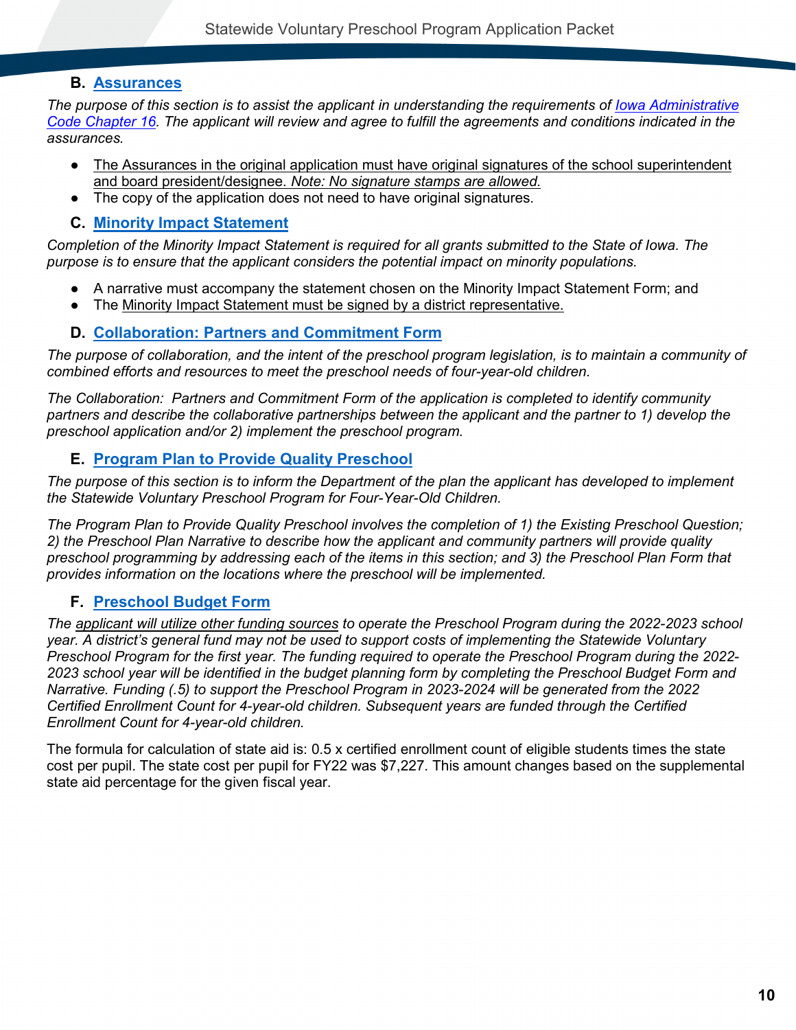### B. [Assurances]

*The purpose of this section is to assist the applicant in understanding the requirements of Iowa Administrative Code Chapter 16. The applicant will review and agree to fulfill the agreements and conditions indicated in the assurances.*

- The Assurances in the original application must have original signatures of the school superintendent and board president/designee. *Note: No signature stamps are allowed.*
- The copy of the application does not need to have original signatures.

### C. Minority Impact Statement

*Completion of the Minority Impact Statement is required for all grants submitted to the State of Iowa. The purpose is to ensure that the applicant considers the potential impact on minority populations.*

- A narrative must accompany the statement chosen on the Minority Impact Statement Form; and
- The Minority Impact Statement must be signed by a district representative.

### D. Collaboration: Partners and Commitment Form

*The purpose of collaboration, and the intent of the preschool program legislation, is to maintain a community of combined efforts and resources to meet the preschool needs of four-year-old children.*

*The Collaboration: Partners and Commitment Form of the application is completed to identify community partners and describe the collaborative partnerships between the applicant and the partner to 1) develop the preschool application and/or 2) implement the preschool program.*

### E. Program Plan to Provide Quality Preschool

*The purpose of this section is to inform the Department of the plan the applicant has developed to implement the Statewide Voluntary Preschool Program for Four-Year-Old Children.*

*The Program Plan to Provide Quality Preschool involves the completion of 1) the Existing Preschool Question; 2) the Preschool Plan Narrative to describe how the applicant and community partners will provide quality preschool programming by addressing each of the items in this section; and 3) the Preschool Plan Form that provides information on the locations where the preschool will be implemented.*

### F. Preschool Budget Form

*The applicant will utilize other funding sources to operate the Preschool Program during the 2022-2023 school year. A district's general fund may not be used to support costs of implementing the Statewide Voluntary Preschool Program for the first year. The funding required to operate the Preschool Program during the 2022-2023 school year will be identified in the budget planning form by completing the Preschool Budget Form and Narrative. Funding (.5) to support the Preschool Program in 2023-2024 will be generated from the 2022 Certified Enrollment Count for 4-year-old children. Subsequent years are funded through the Certified Enrollment Count for 4-year-old children.*

The formula for calculation of state aid is: 0.5 x certified enrollment count of eligible students times the state cost per pupil. The state cost per pupil for FY22 was $7,227. This amount changes based on the supplemental state aid percentage for the given fiscal year.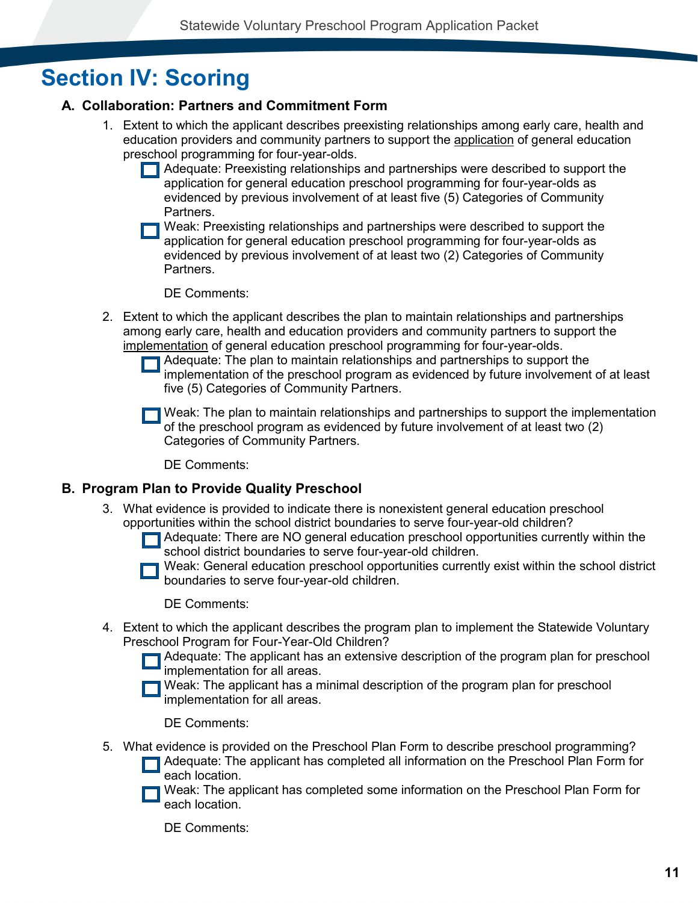# Section IV: Scoring

## A. Collaboration: Partners and Commitment Form

1. Extent to which the applicant describes preexisting relationships among early care, health and education providers and community partners to support the <u>application</u> of general education preschool programming for four-year-olds.
   - ☐ Adequate: Preexisting relationships and partnerships were described to support the application for general education preschool programming for four-year-olds as evidenced by previous involvement of at least five (5) Categories of Community Partners.
   - ☐ Weak: Preexisting relationships and partnerships were described to support the application for general education preschool programming for four-year-olds as evidenced by previous involvement of at least two (2) Categories of Community Partners.

   DE Comments:

2. Extent to which the applicant describes the plan to maintain relationships and partnerships among early care, health and education providers and community partners to support the <u>implementation</u> of general education preschool programming for four-year-olds.
   - ☐ Adequate: The plan to maintain relationships and partnerships to support the implementation of the preschool program as evidenced by future involvement of at least five (5) Categories of Community Partners.
   - ☐ Weak: The plan to maintain relationships and partnerships to support the implementation of the preschool program as evidenced by future involvement of at least two (2) Categories of Community Partners.

   DE Comments:

## B. Program Plan to Provide Quality Preschool

3. What evidence is provided to indicate there is nonexistent general education preschool opportunities within the school district boundaries to serve four-year-old children?
   - ☐ Adequate: There are NO general education preschool opportunities currently within the school district boundaries to serve four-year-old children.
   - ☐ Weak: General education preschool opportunities currently exist within the school district boundaries to serve four-year-old children.

   DE Comments:

4. Extent to which the applicant describes the program plan to implement the Statewide Voluntary Preschool Program for Four-Year-Old Children?
   - ☐ Adequate: The applicant has an extensive description of the program plan for preschool implementation for all areas.
   - ☐ Weak: The applicant has a minimal description of the program plan for preschool implementation for all areas.

   DE Comments:

5. What evidence is provided on the Preschool Plan Form to describe preschool programming?
   - ☐ Adequate: The applicant has completed all information on the Preschool Plan Form for each location.
   - ☐ Weak: The applicant has completed some information on the Preschool Plan Form for each location.

   DE Comments: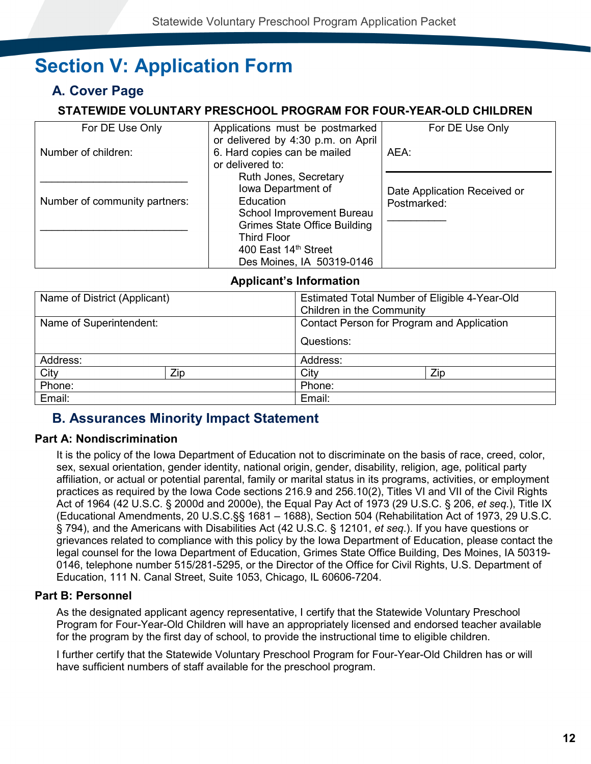# Section V: Application Form

## A. Cover Page

**STATEWIDE VOLUNTARY PRESCHOOL PROGRAM FOR FOUR-YEAR-OLD CHILDREN**

| For DE Use Only | Applications must be postmarked or delivered by 4:30 p.m. on April 6. Hard copies can be mailed or delivered to: | For DE Use Only |
|---|---|---|
| Number of children: ________________________ <br> Number of community partners: ________________________ | Ruth Jones, Secretary <br> Iowa Department of Education <br> School Improvement Bureau <br> Grimes State Office Building <br> Third Floor <br> 400 East 14th Street <br> Des Moines, IA 50319-0146 | AEA: ________________________ <br> Date Application Received or Postmarked: __________ |

**Applicant's Information**

| Name of District (Applicant) | | Estimated Total Number of Eligible 4-Year-Old Children in the Community | |
|---|---|---|---|
| Name of Superintendent: | | Contact Person for Program and Application Questions: | |
| Address: | | Address: | |
| City | Zip | City | Zip |
| Phone: | | Phone: | |
| Email: | | Email: | |

## B. Assurances Minority Impact Statement

### Part A: Nondiscrimination

It is the policy of the Iowa Department of Education not to discriminate on the basis of race, creed, color, sex, sexual orientation, gender identity, national origin, gender, disability, religion, age, political party affiliation, or actual or potential parental, family or marital status in its programs, activities, or employment practices as required by the Iowa Code sections 216.9 and 256.10(2), Titles VI and VII of the Civil Rights Act of 1964 (42 U.S.C. § 2000d and 2000e), the Equal Pay Act of 1973 (29 U.S.C. § 206, *et seq.*), Title IX (Educational Amendments, 20 U.S.C.§§ 1681 – 1688), Section 504 (Rehabilitation Act of 1973, 29 U.S.C. § 794), and the Americans with Disabilities Act (42 U.S.C. § 12101, *et seq.*). If you have questions or grievances related to compliance with this policy by the Iowa Department of Education, please contact the legal counsel for the Iowa Department of Education, Grimes State Office Building, Des Moines, IA 50319-0146, telephone number 515/281-5295, or the Director of the Office for Civil Rights, U.S. Department of Education, 111 N. Canal Street, Suite 1053, Chicago, IL 60606-7204.

### Part B: Personnel

As the designated applicant agency representative, I certify that the Statewide Voluntary Preschool Program for Four-Year-Old Children will have an appropriately licensed and endorsed teacher available for the program by the first day of school, to provide the instructional time to eligible children.

I further certify that the Statewide Voluntary Preschool Program for Four-Year-Old Children has or will have sufficient numbers of staff available for the preschool program.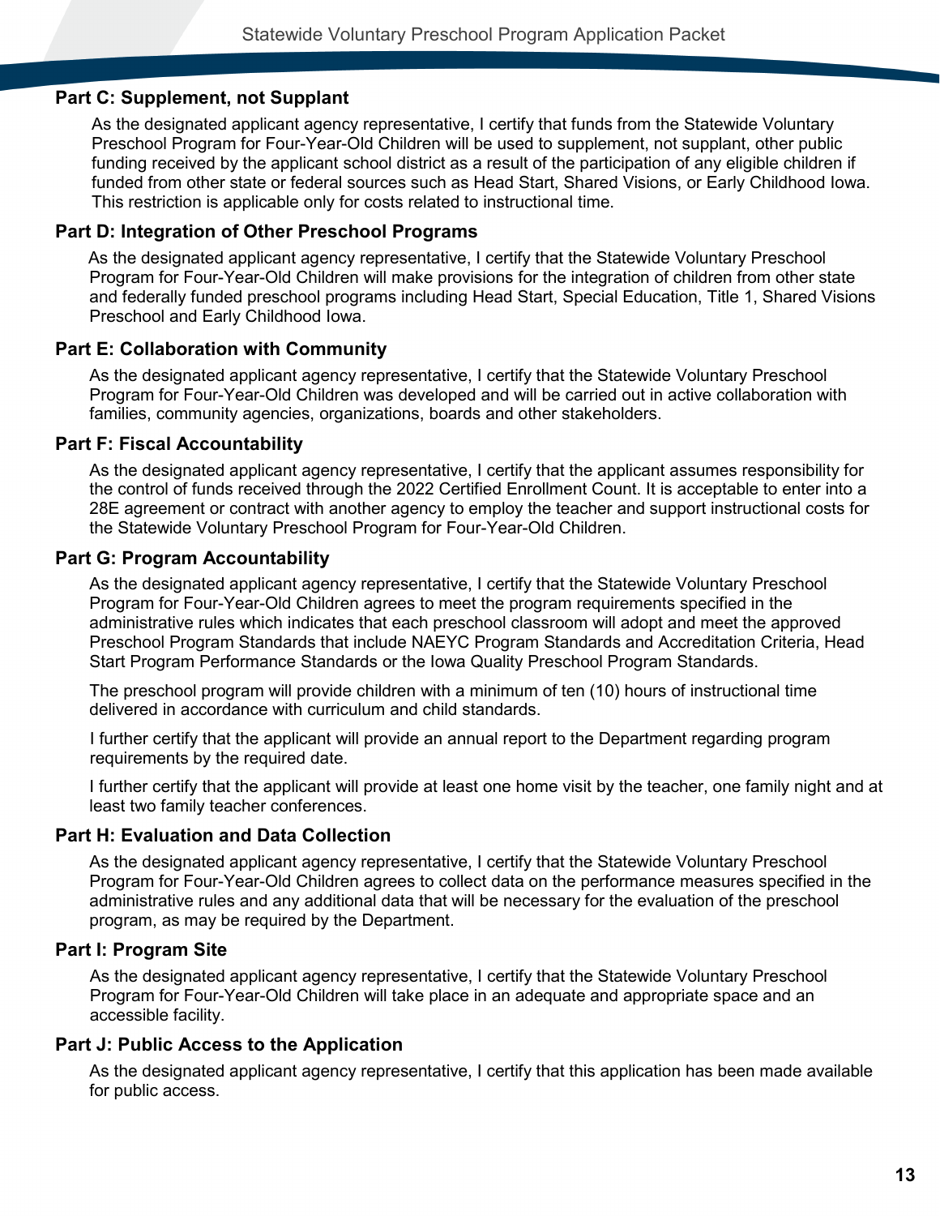### Part C: Supplement, not Supplant

As the designated applicant agency representative, I certify that funds from the Statewide Voluntary Preschool Program for Four-Year-Old Children will be used to supplement, not supplant, other public funding received by the applicant school district as a result of the participation of any eligible children if funded from other state or federal sources such as Head Start, Shared Visions, or Early Childhood Iowa. This restriction is applicable only for costs related to instructional time.

### Part D: Integration of Other Preschool Programs

As the designated applicant agency representative, I certify that the Statewide Voluntary Preschool Program for Four-Year-Old Children will make provisions for the integration of children from other state and federally funded preschool programs including Head Start, Special Education, Title 1, Shared Visions Preschool and Early Childhood Iowa.

### Part E: Collaboration with Community

As the designated applicant agency representative, I certify that the Statewide Voluntary Preschool Program for Four-Year-Old Children was developed and will be carried out in active collaboration with families, community agencies, organizations, boards and other stakeholders.

### Part F: Fiscal Accountability

As the designated applicant agency representative, I certify that the applicant assumes responsibility for the control of funds received through the 2022 Certified Enrollment Count. It is acceptable to enter into a 28E agreement or contract with another agency to employ the teacher and support instructional costs for the Statewide Voluntary Preschool Program for Four-Year-Old Children.

### Part G: Program Accountability

As the designated applicant agency representative, I certify that the Statewide Voluntary Preschool Program for Four-Year-Old Children agrees to meet the program requirements specified in the administrative rules which indicates that each preschool classroom will adopt and meet the approved Preschool Program Standards that include NAEYC Program Standards and Accreditation Criteria, Head Start Program Performance Standards or the Iowa Quality Preschool Program Standards.

The preschool program will provide children with a minimum of ten (10) hours of instructional time delivered in accordance with curriculum and child standards.

I further certify that the applicant will provide an annual report to the Department regarding program requirements by the required date.

I further certify that the applicant will provide at least one home visit by the teacher, one family night and at least two family teacher conferences.

### Part H: Evaluation and Data Collection

As the designated applicant agency representative, I certify that the Statewide Voluntary Preschool Program for Four-Year-Old Children agrees to collect data on the performance measures specified in the administrative rules and any additional data that will be necessary for the evaluation of the preschool program, as may be required by the Department.

### Part I: Program Site

As the designated applicant agency representative, I certify that the Statewide Voluntary Preschool Program for Four-Year-Old Children will take place in an adequate and appropriate space and an accessible facility.

### Part J: Public Access to the Application

As the designated applicant agency representative, I certify that this application has been made available for public access.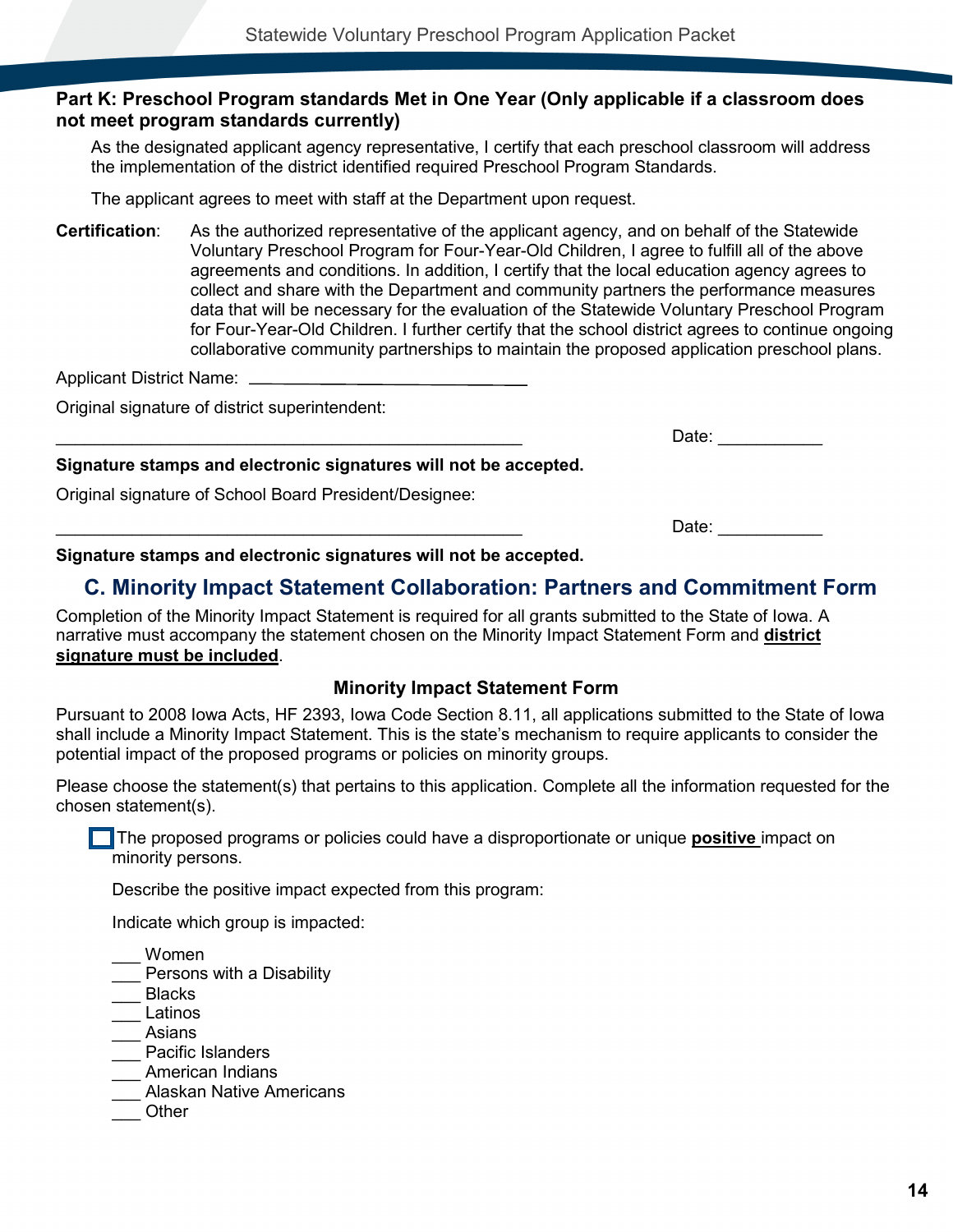## Part K: Preschool Program standards Met in One Year (Only applicable if a classroom does not meet program standards currently)

As the designated applicant agency representative, I certify that each preschool classroom will address the implementation of the district identified required Preschool Program Standards.

The applicant agrees to meet with staff at the Department upon request.

**Certification**: As the authorized representative of the applicant agency, and on behalf of the Statewide Voluntary Preschool Program for Four-Year-Old Children, I agree to fulfill all of the above agreements and conditions. In addition, I certify that the local education agency agrees to collect and share with the Department and community partners the performance measures data that will be necessary for the evaluation of the Statewide Voluntary Preschool Program for Four-Year-Old Children. I further certify that the school district agrees to continue ongoing collaborative community partnerships to maintain the proposed application preschool plans.

Applicant District Name: ______________________

Original signature of district superintendent:

_______________________________________________ Date: ___________

**Signature stamps and electronic signatures will not be accepted.**

Original signature of School Board President/Designee:

_______________________________________________ Date: ___________

**Signature stamps and electronic signatures will not be accepted.**

## C. Minority Impact Statement Collaboration: Partners and Commitment Form

Completion of the Minority Impact Statement is required for all grants submitted to the State of Iowa. A narrative must accompany the statement chosen on the Minority Impact Statement Form and **district signature must be included**.

### Minority Impact Statement Form

Pursuant to 2008 Iowa Acts, HF 2393, Iowa Code Section 8.11, all applications submitted to the State of Iowa shall include a Minority Impact Statement. This is the state's mechanism to require applicants to consider the potential impact of the proposed programs or policies on minority groups.

Please choose the statement(s) that pertains to this application. Complete all the information requested for the chosen statement(s).

☐ The proposed programs or policies could have a disproportionate or unique **positive** impact on minority persons.

Describe the positive impact expected from this program:

Indicate which group is impacted:

___ Women
___ Persons with a Disability
___ Blacks
___ Latinos
___ Asians
___ Pacific Islanders
___ American Indians
___ Alaskan Native Americans
___ Other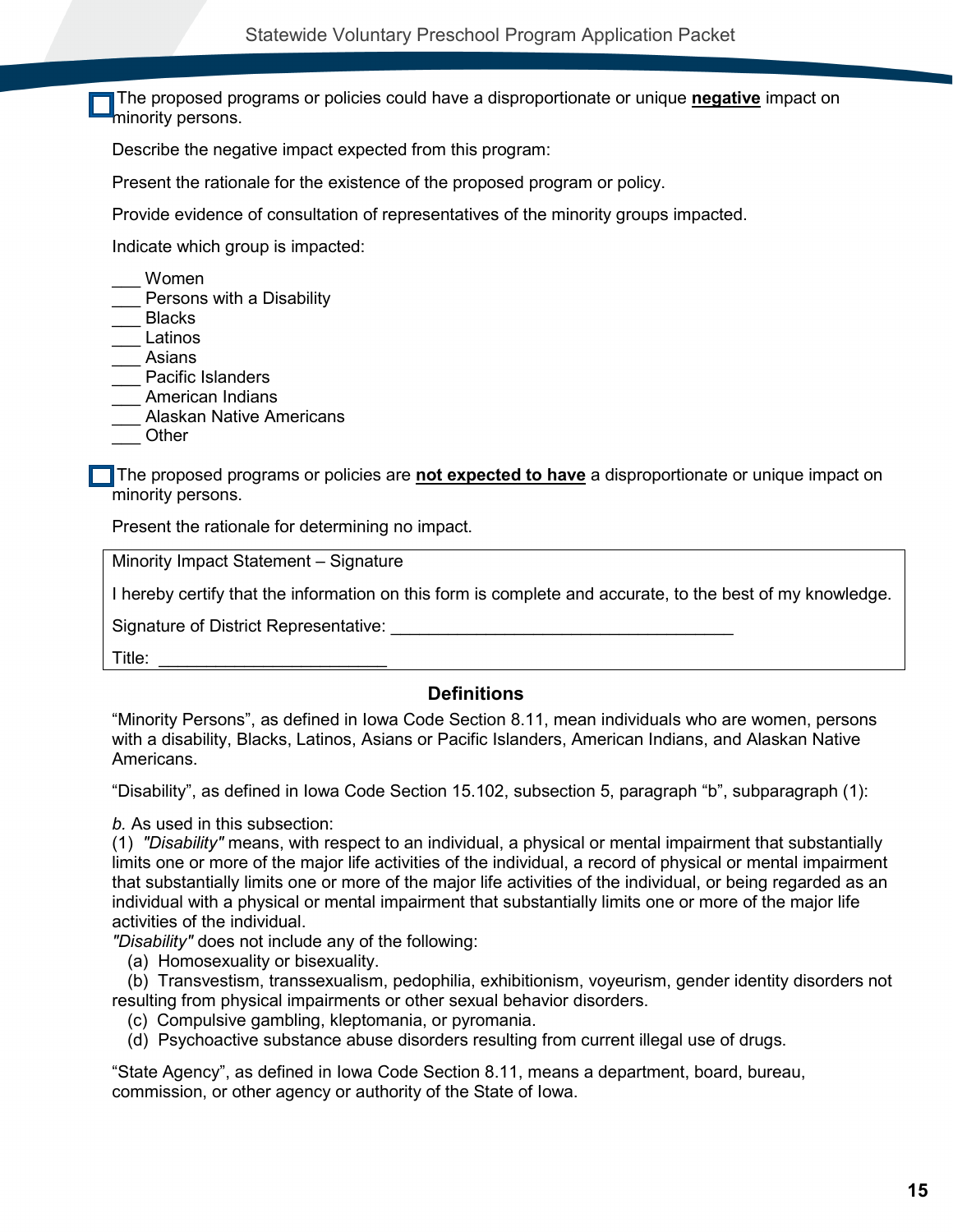☐ The proposed programs or policies could have a disproportionate or unique **negative** impact on minority persons.

Describe the negative impact expected from this program:

Present the rationale for the existence of the proposed program or policy.

Provide evidence of consultation of representatives of the minority groups impacted.

Indicate which group is impacted:

___ Women
___ Persons with a Disability
___ Blacks
___ Latinos
___ Asians
___ Pacific Islanders
___ American Indians
___ Alaskan Native Americans
___ Other

☐ The proposed programs or policies are **not expected to have** a disproportionate or unique impact on minority persons.

Present the rationale for determining no impact.

| Minority Impact Statement – Signature |
|---|
| I hereby certify that the information on this form is complete and accurate, to the best of my knowledge. |
| Signature of District Representative: ____________________________________ |
| Title: ________________________ |

## Definitions

"Minority Persons", as defined in Iowa Code Section 8.11, mean individuals who are women, persons with a disability, Blacks, Latinos, Asians or Pacific Islanders, American Indians, and Alaskan Native Americans.

"Disability", as defined in Iowa Code Section 15.102, subsection 5, paragraph "b", subparagraph (1):

*b.* As used in this subsection:
(1) *"Disability"* means, with respect to an individual, a physical or mental impairment that substantially limits one or more of the major life activities of the individual, a record of physical or mental impairment that substantially limits one or more of the major life activities of the individual, or being regarded as an individual with a physical or mental impairment that substantially limits one or more of the major life activities of the individual.
*"Disability"* does not include any of the following:
(a) Homosexuality or bisexuality.
(b) Transvestism, transsexualism, pedophilia, exhibitionism, voyeurism, gender identity disorders not resulting from physical impairments or other sexual behavior disorders.
(c) Compulsive gambling, kleptomania, or pyromania.
(d) Psychoactive substance abuse disorders resulting from current illegal use of drugs.

"State Agency", as defined in Iowa Code Section 8.11, means a department, board, bureau, commission, or other agency or authority of the State of Iowa.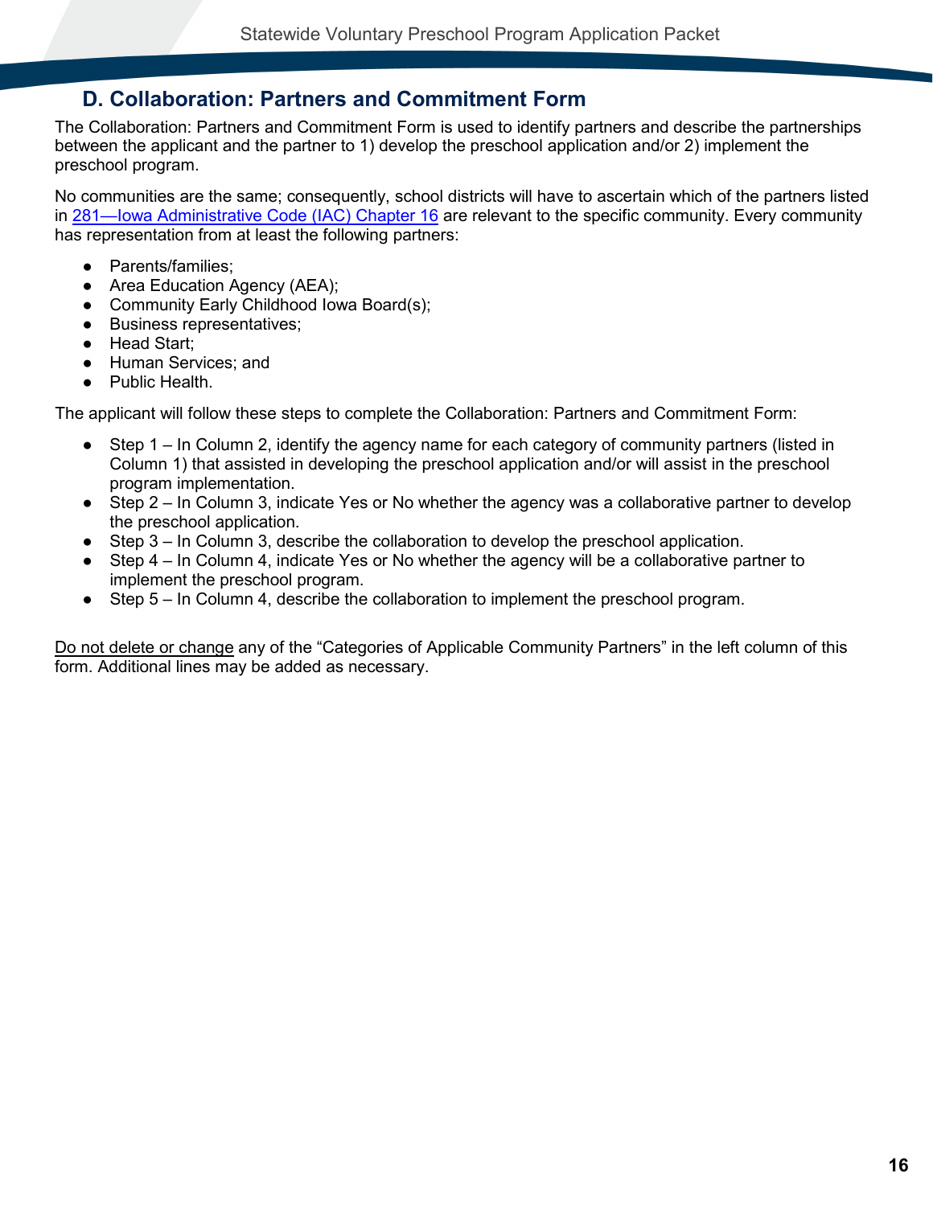## D. Collaboration: Partners and Commitment Form

The Collaboration: Partners and Commitment Form is used to identify partners and describe the partnerships between the applicant and the partner to 1) develop the preschool application and/or 2) implement the preschool program.

No communities are the same; consequently, school districts will have to ascertain which of the partners listed in [281—Iowa Administrative Code (IAC) Chapter 16]() are relevant to the specific community. Every community has representation from at least the following partners:

- Parents/families;
- Area Education Agency (AEA);
- Community Early Childhood Iowa Board(s);
- Business representatives;
- Head Start;
- Human Services; and
- Public Health.

The applicant will follow these steps to complete the Collaboration: Partners and Commitment Form:

- Step 1 – In Column 2, identify the agency name for each category of community partners (listed in Column 1) that assisted in developing the preschool application and/or will assist in the preschool program implementation.
- Step 2 – In Column 3, indicate Yes or No whether the agency was a collaborative partner to develop the preschool application.
- Step 3 – In Column 3, describe the collaboration to develop the preschool application.
- Step 4 – In Column 4, indicate Yes or No whether the agency will be a collaborative partner to implement the preschool program.
- Step 5 – In Column 4, describe the collaboration to implement the preschool program.

Do not delete or change any of the “Categories of Applicable Community Partners” in the left column of this form. Additional lines may be added as necessary.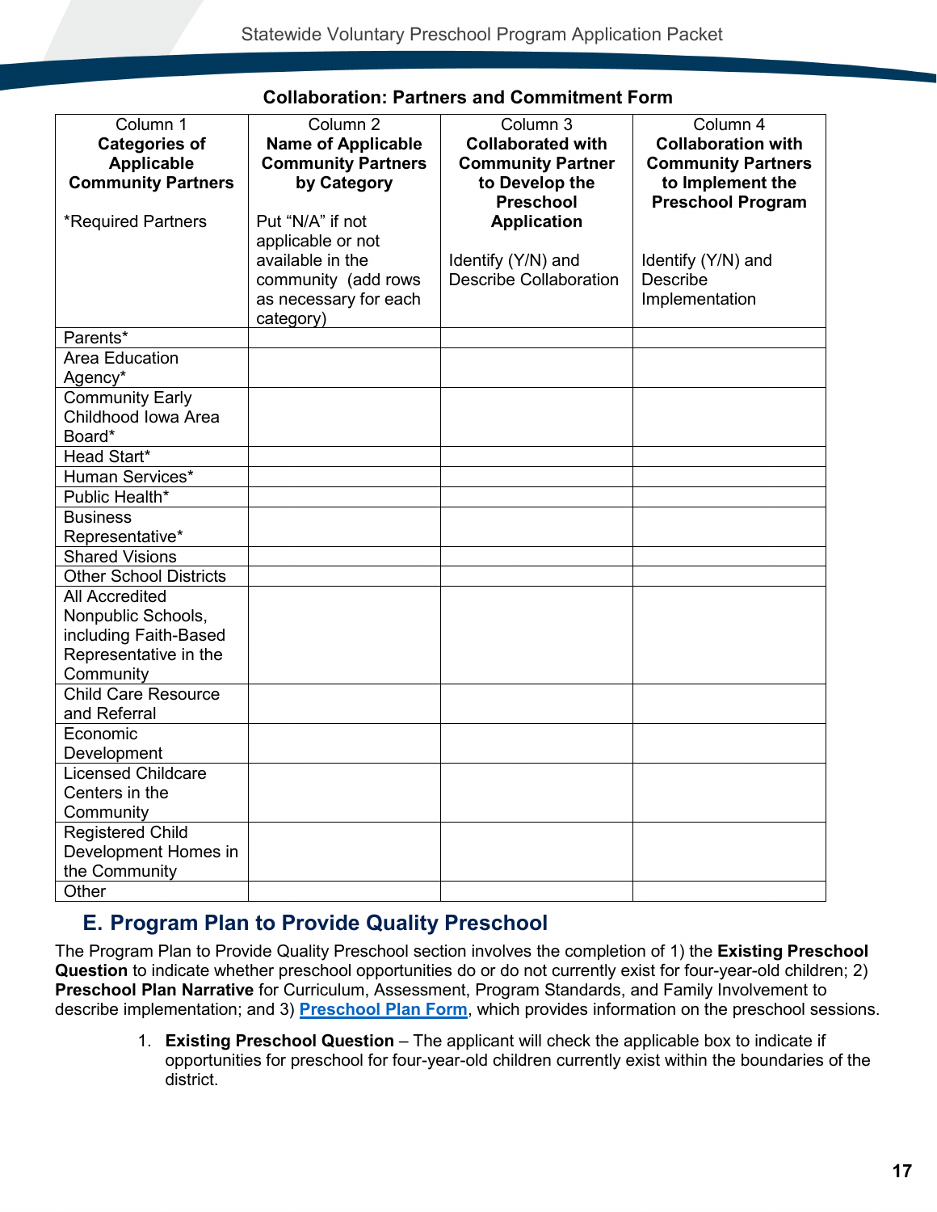**Collaboration: Partners and Commitment Form**

| Column 1 **Categories of Applicable Community Partners** *Required Partners | Column 2 **Name of Applicable Community Partners by Category** Put “N/A” if not applicable or not available in the community (add rows as necessary for each category) | Column 3 **Collaborated with Community Partner to Develop the Preschool Application** Identify (Y/N) and Describe Collaboration | Column 4 **Collaboration with Community Partners to Implement the Preschool Program** Identify (Y/N) and Describe Implementation |
|---|---|---|---|
| Parents* | | | |
| Area Education Agency* | | | |
| Community Early Childhood Iowa Area Board* | | | |
| Head Start* | | | |
| Human Services* | | | |
| Public Health* | | | |
| Business Representative* | | | |
| Shared Visions | | | |
| Other School Districts | | | |
| All Accredited Nonpublic Schools, including Faith-Based Representative in the Community | | | |
| Child Care Resource and Referral | | | |
| Economic Development | | | |
| Licensed Childcare Centers in the Community | | | |
| Registered Child Development Homes in the Community | | | |
| Other | | | |

## E. Program Plan to Provide Quality Preschool

The Program Plan to Provide Quality Preschool section involves the completion of 1) the **Existing Preschool Question** to indicate whether preschool opportunities do or do not currently exist for four-year-old children; 2) **Preschool Plan Narrative** for Curriculum, Assessment, Program Standards, and Family Involvement to describe implementation; and 3) **Preschool Plan Form**, which provides information on the preschool sessions.

1. **Existing Preschool Question** – The applicant will check the applicable box to indicate if opportunities for preschool for four-year-old children currently exist within the boundaries of the district.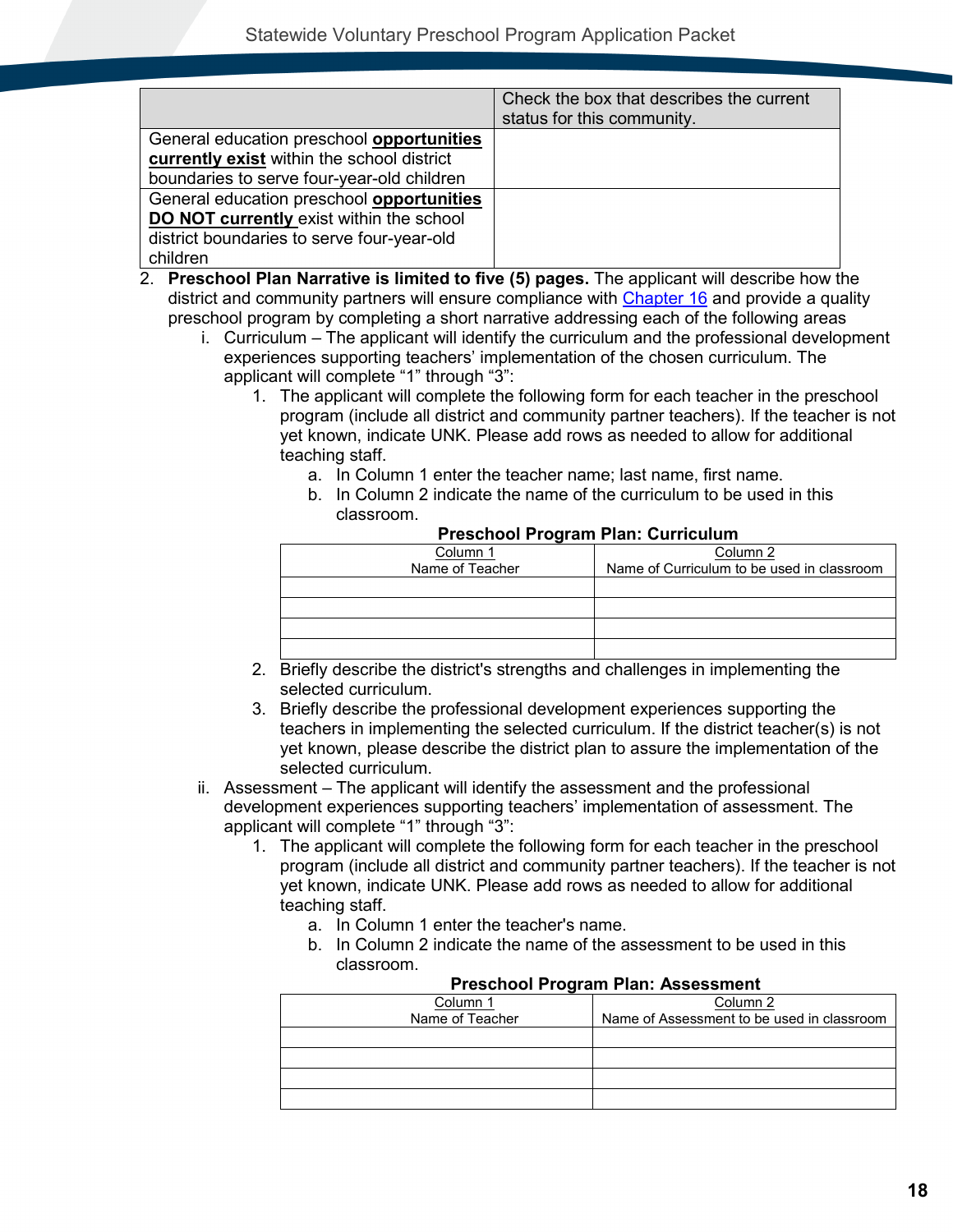| | Check the box that describes the current status for this community. |
|---|---|
| General education preschool **opportunities currently exist** within the school district boundaries to serve four-year-old children | |
| General education preschool **opportunities DO NOT currently** exist within the school district boundaries to serve four-year-old children | |

2. **Preschool Plan Narrative is limited to five (5) pages.** The applicant will describe how the district and community partners will ensure compliance with Chapter 16 and provide a quality preschool program by completing a short narrative addressing each of the following areas
   i. Curriculum – The applicant will identify the curriculum and the professional development experiences supporting teachers' implementation of the chosen curriculum. The applicant will complete "1" through "3":
      1. The applicant will complete the following form for each teacher in the preschool program (include all district and community partner teachers). If the teacher is not yet known, indicate UNK. Please add rows as needed to allow for additional teaching staff.
         a. In Column 1 enter the teacher name; last name, first name.
         b. In Column 2 indicate the name of the curriculum to be used in this classroom.

**Preschool Program Plan: Curriculum**

| Column 1<br>Name of Teacher | Column 2<br>Name of Curriculum to be used in classroom |
|---|---|
| | |
| | |
| | |
| | |

      2. Briefly describe the district's strengths and challenges in implementing the selected curriculum.
      3. Briefly describe the professional development experiences supporting the teachers in implementing the selected curriculum. If the district teacher(s) is not yet known, please describe the district plan to assure the implementation of the selected curriculum.
   ii. Assessment – The applicant will identify the assessment and the professional development experiences supporting teachers' implementation of assessment. The applicant will complete "1" through "3":
      1. The applicant will complete the following form for each teacher in the preschool program (include all district and community partner teachers). If the teacher is not yet known, indicate UNK. Please add rows as needed to allow for additional teaching staff.
         a. In Column 1 enter the teacher's name.
         b. In Column 2 indicate the name of the assessment to be used in this classroom.

**Preschool Program Plan: Assessment**

| Column 1<br>Name of Teacher | Column 2<br>Name of Assessment to be used in classroom |
|---|---|
| | |
| | |
| | |
| | |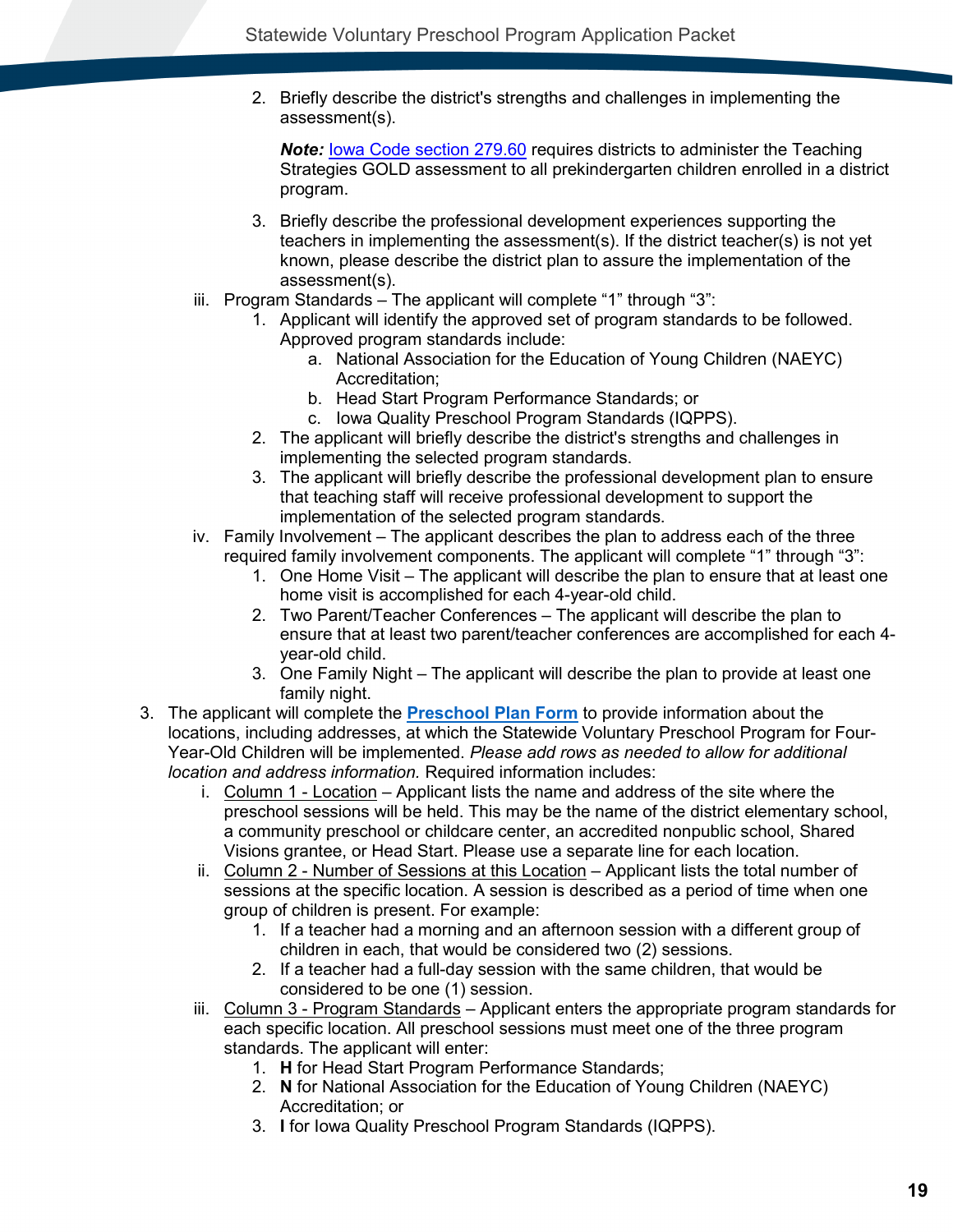2. Briefly describe the district's strengths and challenges in implementing the assessment(s).

   ***Note:*** Iowa Code section 279.60 requires districts to administer the Teaching Strategies GOLD assessment to all prekindergarten children enrolled in a district program.

3. Briefly describe the professional development experiences supporting the teachers in implementing the assessment(s). If the district teacher(s) is not yet known, please describe the district plan to assure the implementation of the assessment(s).

iii. Program Standards – The applicant will complete “1” through “3”:

1. Applicant will identify the approved set of program standards to be followed. Approved program standards include:
   a. National Association for the Education of Young Children (NAEYC) Accreditation;
   b. Head Start Program Performance Standards; or
   c. Iowa Quality Preschool Program Standards (IQPPS).
2. The applicant will briefly describe the district's strengths and challenges in implementing the selected program standards.
3. The applicant will briefly describe the professional development plan to ensure that teaching staff will receive professional development to support the implementation of the selected program standards.

iv. Family Involvement – The applicant describes the plan to address each of the three required family involvement components. The applicant will complete “1” through “3”:

1. One Home Visit – The applicant will describe the plan to ensure that at least one home visit is accomplished for each 4-year-old child.
2. Two Parent/Teacher Conferences – The applicant will describe the plan to ensure that at least two parent/teacher conferences are accomplished for each 4-year-old child.
3. One Family Night – The applicant will describe the plan to provide at least one family night.

3. The applicant will complete the **Preschool Plan Form** to provide information about the locations, including addresses, at which the Statewide Voluntary Preschool Program for Four-Year-Old Children will be implemented. *Please add rows as needed to allow for additional location and address information.* Required information includes:

   i. Column 1 - Location – Applicant lists the name and address of the site where the preschool sessions will be held. This may be the name of the district elementary school, a community preschool or childcare center, an accredited nonpublic school, Shared Visions grantee, or Head Start. Please use a separate line for each location.

   ii. Column 2 - Number of Sessions at this Location – Applicant lists the total number of sessions at the specific location. A session is described as a period of time when one group of children is present. For example:
      1. If a teacher had a morning and an afternoon session with a different group of children in each, that would be considered two (2) sessions.
      2. If a teacher had a full-day session with the same children, that would be considered to be one (1) session.

   iii. Column 3 - Program Standards – Applicant enters the appropriate program standards for each specific location. All preschool sessions must meet one of the three program standards. The applicant will enter:
      1. **H** for Head Start Program Performance Standards;
      2. **N** for National Association for the Education of Young Children (NAEYC) Accreditation; or
      3. **I** for Iowa Quality Preschool Program Standards (IQPPS).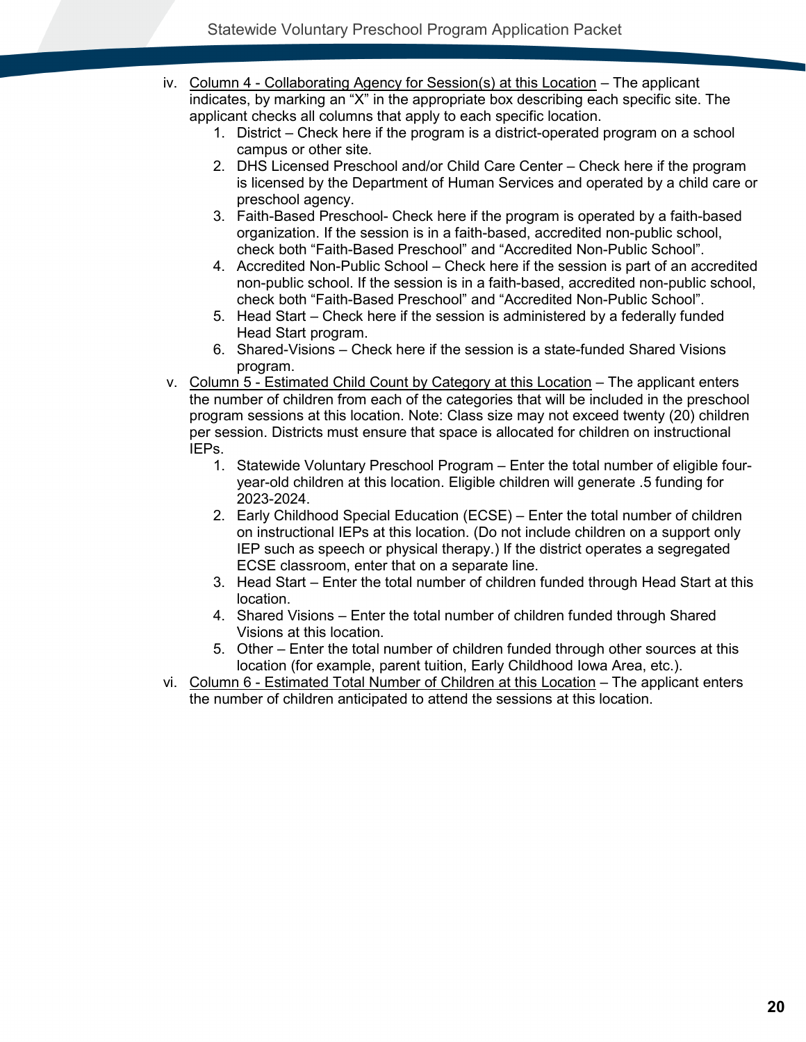iv. <u>Column 4 - Collaborating Agency for Session(s) at this Location</u> – The applicant indicates, by marking an "X" in the appropriate box describing each specific site. The applicant checks all columns that apply to each specific location.

1. District – Check here if the program is a district-operated program on a school campus or other site.
2. DHS Licensed Preschool and/or Child Care Center – Check here if the program is licensed by the Department of Human Services and operated by a child care or preschool agency.
3. Faith-Based Preschool- Check here if the program is operated by a faith-based organization. If the session is in a faith-based, accredited non-public school, check both "Faith-Based Preschool" and "Accredited Non-Public School".
4. Accredited Non-Public School – Check here if the session is part of an accredited non-public school. If the session is in a faith-based, accredited non-public school, check both "Faith-Based Preschool" and "Accredited Non-Public School".
5. Head Start – Check here if the session is administered by a federally funded Head Start program.
6. Shared-Visions – Check here if the session is a state-funded Shared Visions program.

v. <u>Column 5 - Estimated Child Count by Category at this Location</u> – The applicant enters the number of children from each of the categories that will be included in the preschool program sessions at this location. Note: Class size may not exceed twenty (20) children per session. Districts must ensure that space is allocated for children on instructional IEPs.

1. Statewide Voluntary Preschool Program – Enter the total number of eligible four-year-old children at this location. Eligible children will generate .5 funding for 2023-2024.
2. Early Childhood Special Education (ECSE) – Enter the total number of children on instructional IEPs at this location. (Do not include children on a support only IEP such as speech or physical therapy.) If the district operates a segregated ECSE classroom, enter that on a separate line.
3. Head Start – Enter the total number of children funded through Head Start at this location.
4. Shared Visions – Enter the total number of children funded through Shared Visions at this location.
5. Other – Enter the total number of children funded through other sources at this location (for example, parent tuition, Early Childhood Iowa Area, etc.).

vi. <u>Column 6 - Estimated Total Number of Children at this Location</u> – The applicant enters the number of children anticipated to attend the sessions at this location.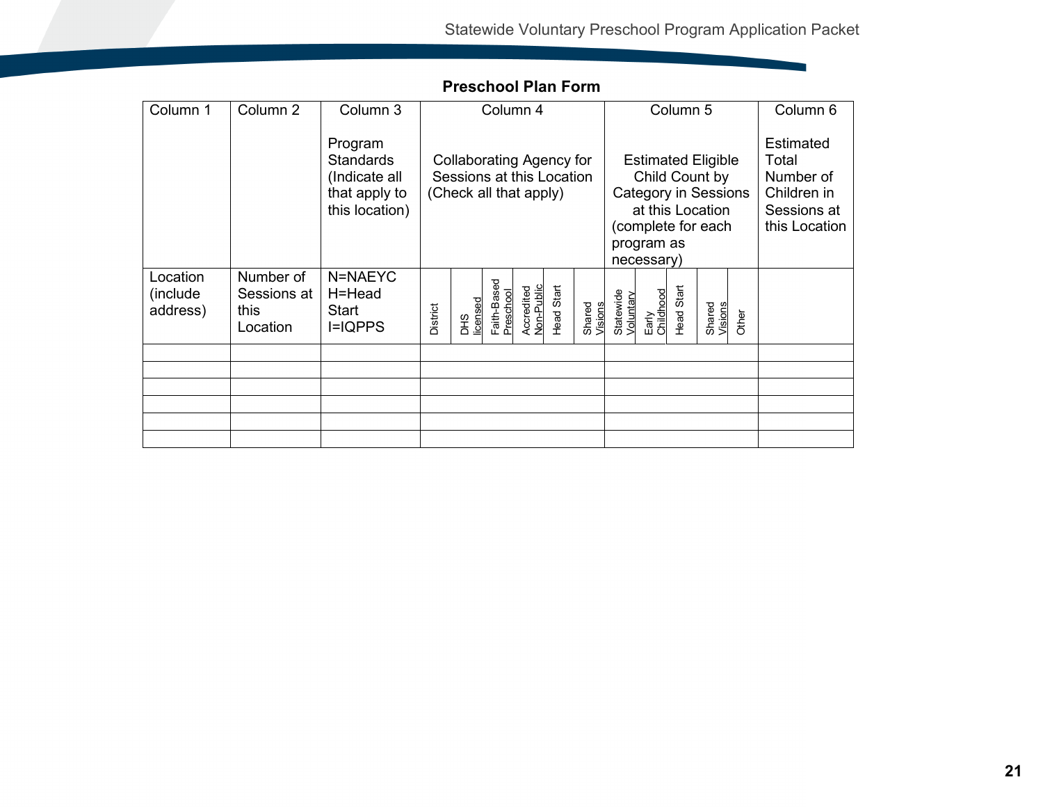**Preschool Plan Form**

| Column 1 | Column 2 | Column 3<br><br>Program Standards (Indicate all that apply to this location) | Column 4<br><br>Collaborating Agency for Sessions at this Location (Check all that apply) | | | | | | Column 5<br><br>Estimated Eligible Child Count by Category in Sessions at this Location (complete for each program as necessary) | | | | | Column 6<br><br>Estimated Total Number of Children in Sessions at this Location |
|---|---|---|---|---|---|---|---|---|---|---|---|---|---|---|
| Location (include address) | Number of Sessions at this Location | N=NAEYC<br>H=Head Start<br>I=IQPPS | District | DHS licensed | Faith-Based Preschool | Accredited Non-Public | Head Start | Shared Visions | Statewide Voluntary | Early Childhood | Head Start | Shared Visions | Other | |
| | | | | | | | | | | | | | | |
| | | | | | | | | | | | | | | |
| | | | | | | | | | | | | | | |
| | | | | | | | | | | | | | | |
| | | | | | | | | | | | | | | |
| | | | | | | | | | | | | | | |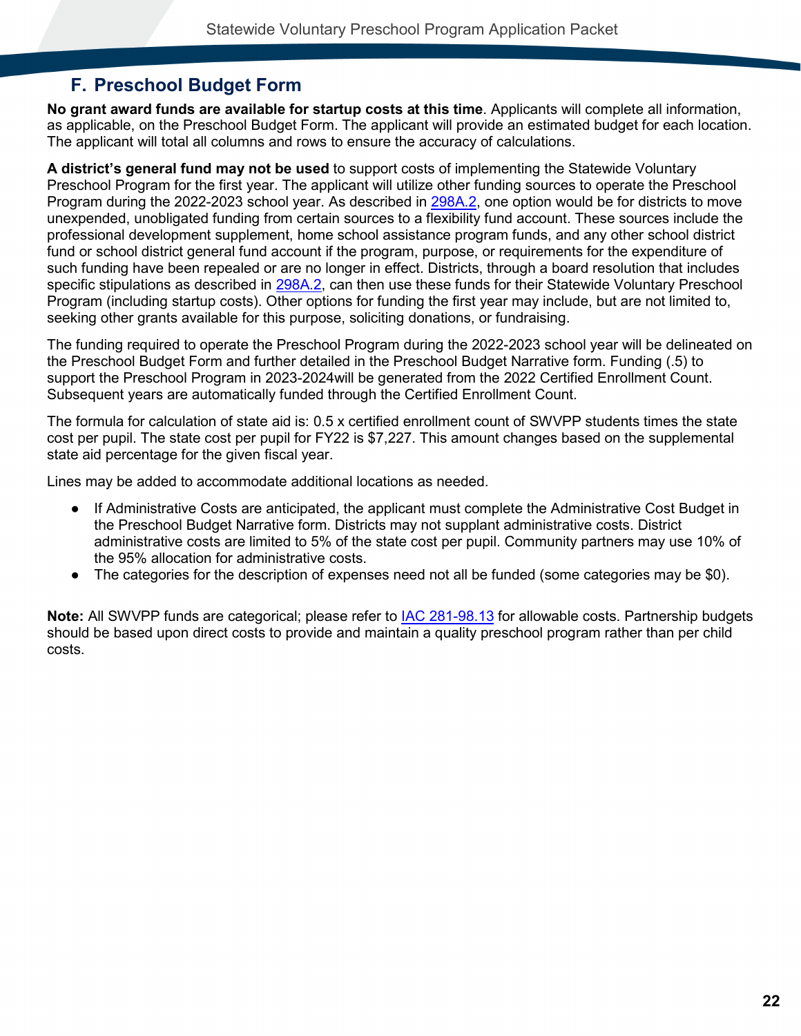## F. Preschool Budget Form

**No grant award funds are available for startup costs at this time**. Applicants will complete all information, as applicable, on the Preschool Budget Form. The applicant will provide an estimated budget for each location. The applicant will total all columns and rows to ensure the accuracy of calculations.

**A district's general fund may not be used** to support costs of implementing the Statewide Voluntary Preschool Program for the first year. The applicant will utilize other funding sources to operate the Preschool Program during the 2022-2023 school year. As described in 298A.2, one option would be for districts to move unexpended, unobligated funding from certain sources to a flexibility fund account. These sources include the professional development supplement, home school assistance program funds, and any other school district fund or school district general fund account if the program, purpose, or requirements for the expenditure of such funding have been repealed or are no longer in effect. Districts, through a board resolution that includes specific stipulations as described in 298A.2, can then use these funds for their Statewide Voluntary Preschool Program (including startup costs). Other options for funding the first year may include, but are not limited to, seeking other grants available for this purpose, soliciting donations, or fundraising.

The funding required to operate the Preschool Program during the 2022-2023 school year will be delineated on the Preschool Budget Form and further detailed in the Preschool Budget Narrative form. Funding (.5) to support the Preschool Program in 2023-2024will be generated from the 2022 Certified Enrollment Count. Subsequent years are automatically funded through the Certified Enrollment Count.

The formula for calculation of state aid is: 0.5 x certified enrollment count of SWVPP students times the state cost per pupil. The state cost per pupil for FY22 is $7,227. This amount changes based on the supplemental state aid percentage for the given fiscal year.

Lines may be added to accommodate additional locations as needed.

- If Administrative Costs are anticipated, the applicant must complete the Administrative Cost Budget in the Preschool Budget Narrative form. Districts may not supplant administrative costs. District administrative costs are limited to 5% of the state cost per pupil. Community partners may use 10% of the 95% allocation for administrative costs.
- The categories for the description of expenses need not all be funded (some categories may be $0).

**Note:** All SWVPP funds are categorical; please refer to IAC 281-98.13 for allowable costs. Partnership budgets should be based upon direct costs to provide and maintain a quality preschool program rather than per child costs.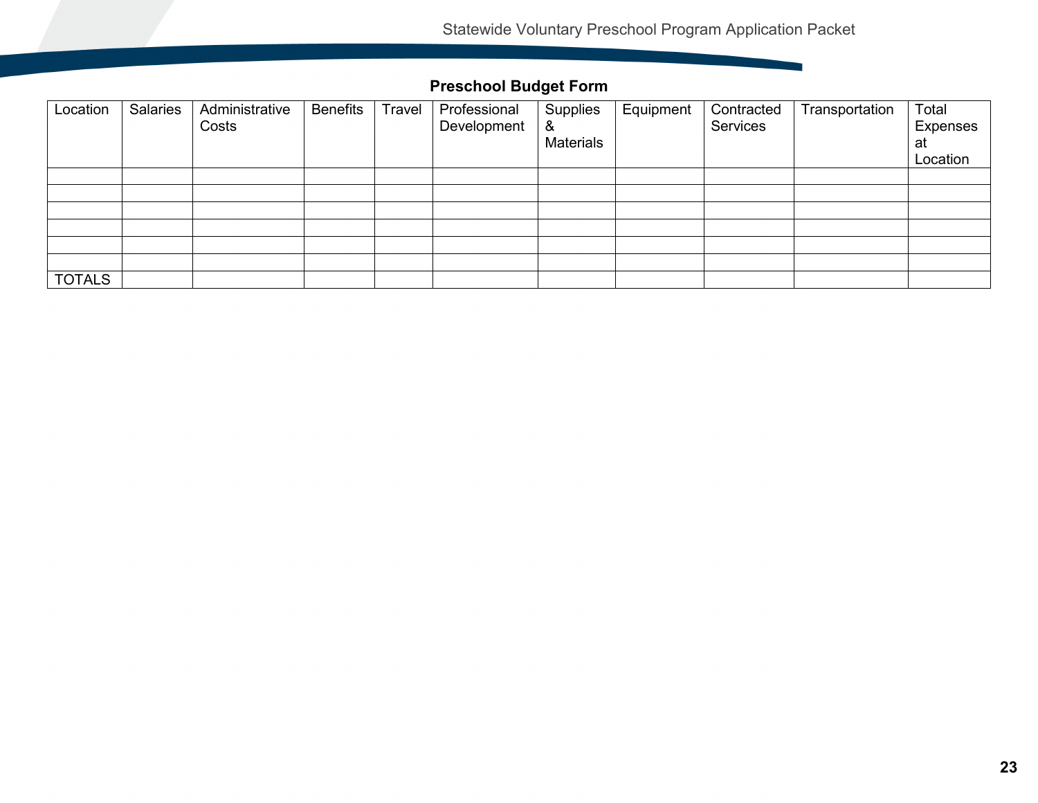**Preschool Budget Form**

| Location | Salaries | Administrative Costs | Benefits | Travel | Professional Development | Supplies & Materials | Equipment | Contracted Services | Transportation | Total Expenses at Location |
|---|---|---|---|---|---|---|---|---|---|---|
| | | | | | | | | | | |
| | | | | | | | | | | |
| | | | | | | | | | | |
| | | | | | | | | | | |
| | | | | | | | | | | |
| | | | | | | | | | | |
| TOTALS | | | | | | | | | | |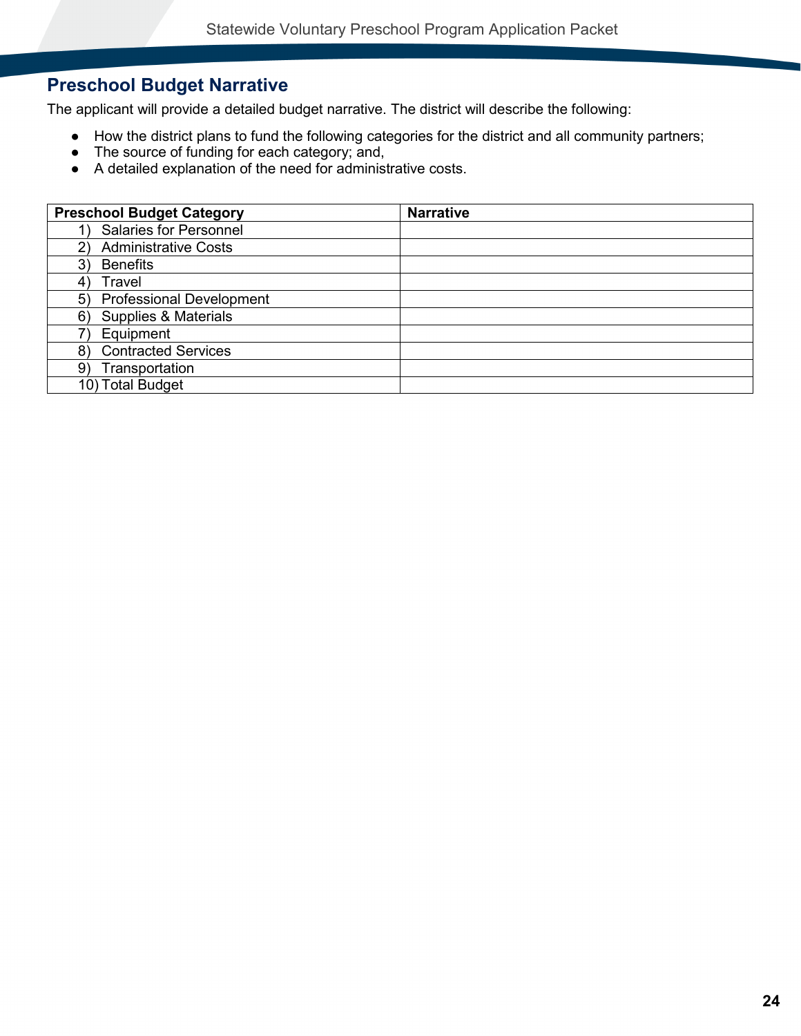## Preschool Budget Narrative

The applicant will provide a detailed budget narrative. The district will describe the following:

- How the district plans to fund the following categories for the district and all community partners;
- The source of funding for each category; and,
- A detailed explanation of the need for administrative costs.

| Preschool Budget Category | Narrative |
|---|---|
| 1) Salaries for Personnel | |
| 2) Administrative Costs | |
| 3) Benefits | |
| 4) Travel | |
| 5) Professional Development | |
| 6) Supplies & Materials | |
| 7) Equipment | |
| 8) Contracted Services | |
| 9) Transportation | |
| 10) Total Budget | |